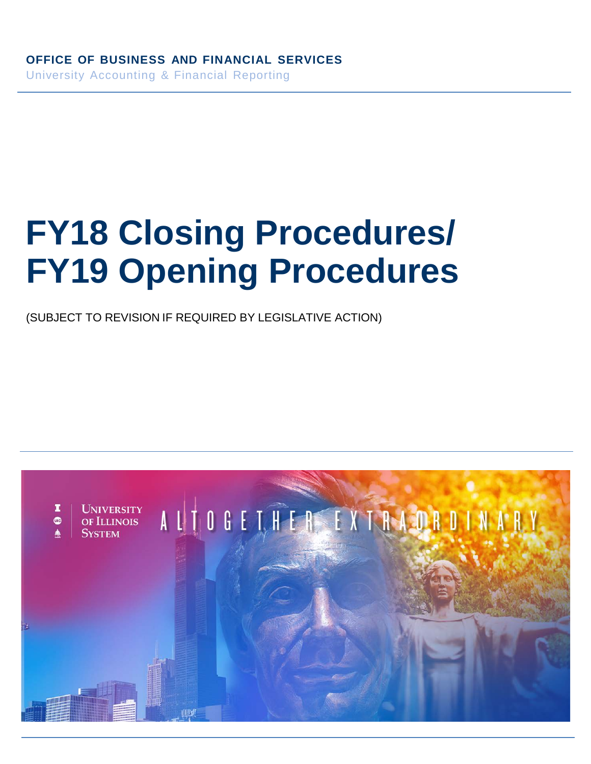**OFFICE OF BUSINESS AND FINANCIAL SERVICES**

University Accounting & Financial Reporting

# FY18 Closing Procedures/ FY19 Opening Procedures

(SUBJECT TO REVISION IF REQUIRED BY LEGISLATIVE ACTION)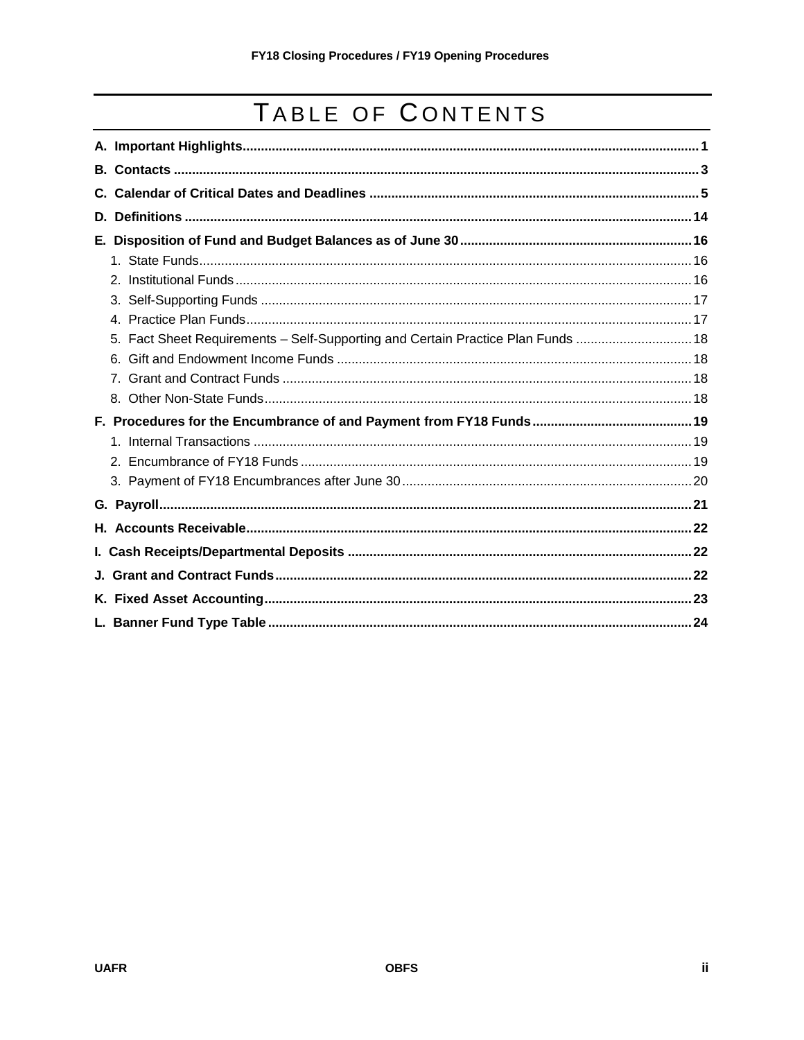# TABLE OF CONTENTS

**A. Important Highlights** ........ 1

**B. Contacts** ........ 3

**C. Calendar of Critical Dates and Deadlines** ........ 5

**D. Definitions** ........ 14

**E. Disposition of Fund and Budget Balances as of June 30** ........ 16

1. State Funds ........ 16
2. Institutional Funds ........ 16
3. Self-Supporting Funds ........ 17
4. Practice Plan Funds ........ 17
5. Fact Sheet Requirements – Self-Supporting and Certain Practice Plan Funds ........ 18
6. Gift and Endowment Income Funds ........ 18
7. Grant and Contract Funds ........ 18
8. Other Non-State Funds ........ 18

**F. Procedures for the Encumbrance of and Payment from FY18 Funds** ........ 19

1. Internal Transactions ........ 19
2. Encumbrance of FY18 Funds ........ 19
3. Payment of FY18 Encumbrances after June 30 ........ 20

**G. Payroll** ........ 21

**H. Accounts Receivable** ........ 22

**I. Cash Receipts/Departmental Deposits** ........ 22

**J. Grant and Contract Funds** ........ 22

**K. Fixed Asset Accounting** ........ 23

**L. Banner Fund Type Table** ........ 24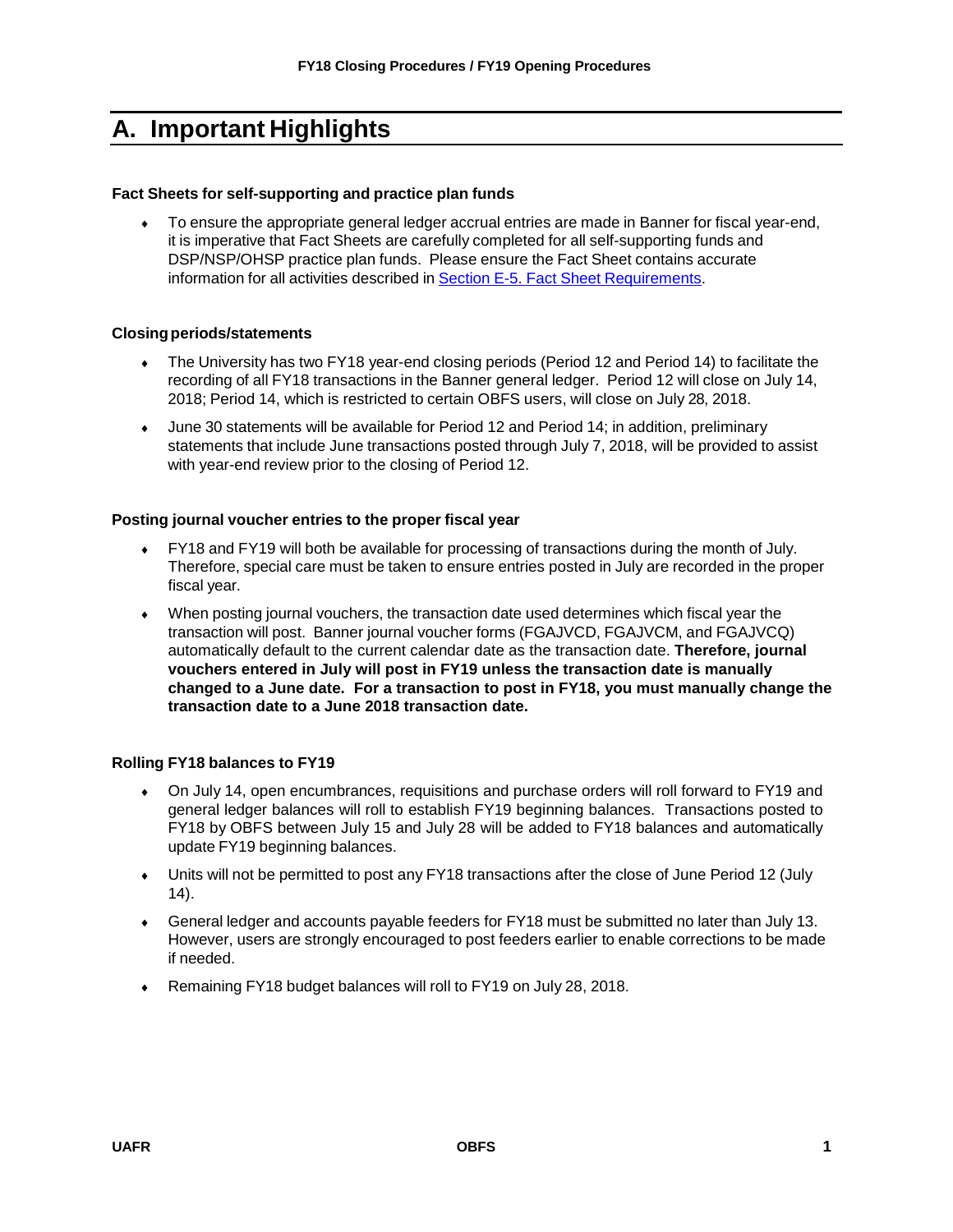# A. Important Highlights

### Fact Sheets for self-supporting and practice plan funds

- To ensure the appropriate general ledger accrual entries are made in Banner for fiscal year-end, it is imperative that Fact Sheets are carefully completed for all self-supporting funds and DSP/NSP/OHSP practice plan funds. Please ensure the Fact Sheet contains accurate information for all activities described in Section E-5. Fact Sheet Requirements.

### Closing periods/statements

- The University has two FY18 year-end closing periods (Period 12 and Period 14) to facilitate the recording of all FY18 transactions in the Banner general ledger. Period 12 will close on July 14, 2018; Period 14, which is restricted to certain OBFS users, will close on July 28, 2018.
- June 30 statements will be available for Period 12 and Period 14; in addition, preliminary statements that include June transactions posted through July 7, 2018, will be provided to assist with year-end review prior to the closing of Period 12.

### Posting journal voucher entries to the proper fiscal year

- FY18 and FY19 will both be available for processing of transactions during the month of July. Therefore, special care must be taken to ensure entries posted in July are recorded in the proper fiscal year.
- When posting journal vouchers, the transaction date used determines which fiscal year the transaction will post. Banner journal voucher forms (FGAJVCD, FGAJVCM, and FGAJVCQ) automatically default to the current calendar date as the transaction date. **Therefore, journal vouchers entered in July will post in FY19 unless the transaction date is manually changed to a June date. For a transaction to post in FY18, you must manually change the transaction date to a June 2018 transaction date.**

### Rolling FY18 balances to FY19

- On July 14, open encumbrances, requisitions and purchase orders will roll forward to FY19 and general ledger balances will roll to establish FY19 beginning balances. Transactions posted to FY18 by OBFS between July 15 and July 28 will be added to FY18 balances and automatically update FY19 beginning balances.
- Units will not be permitted to post any FY18 transactions after the close of June Period 12 (July 14).
- General ledger and accounts payable feeders for FY18 must be submitted no later than July 13. However, users are strongly encouraged to post feeders earlier to enable corrections to be made if needed.
- Remaining FY18 budget balances will roll to FY19 on July 28, 2018.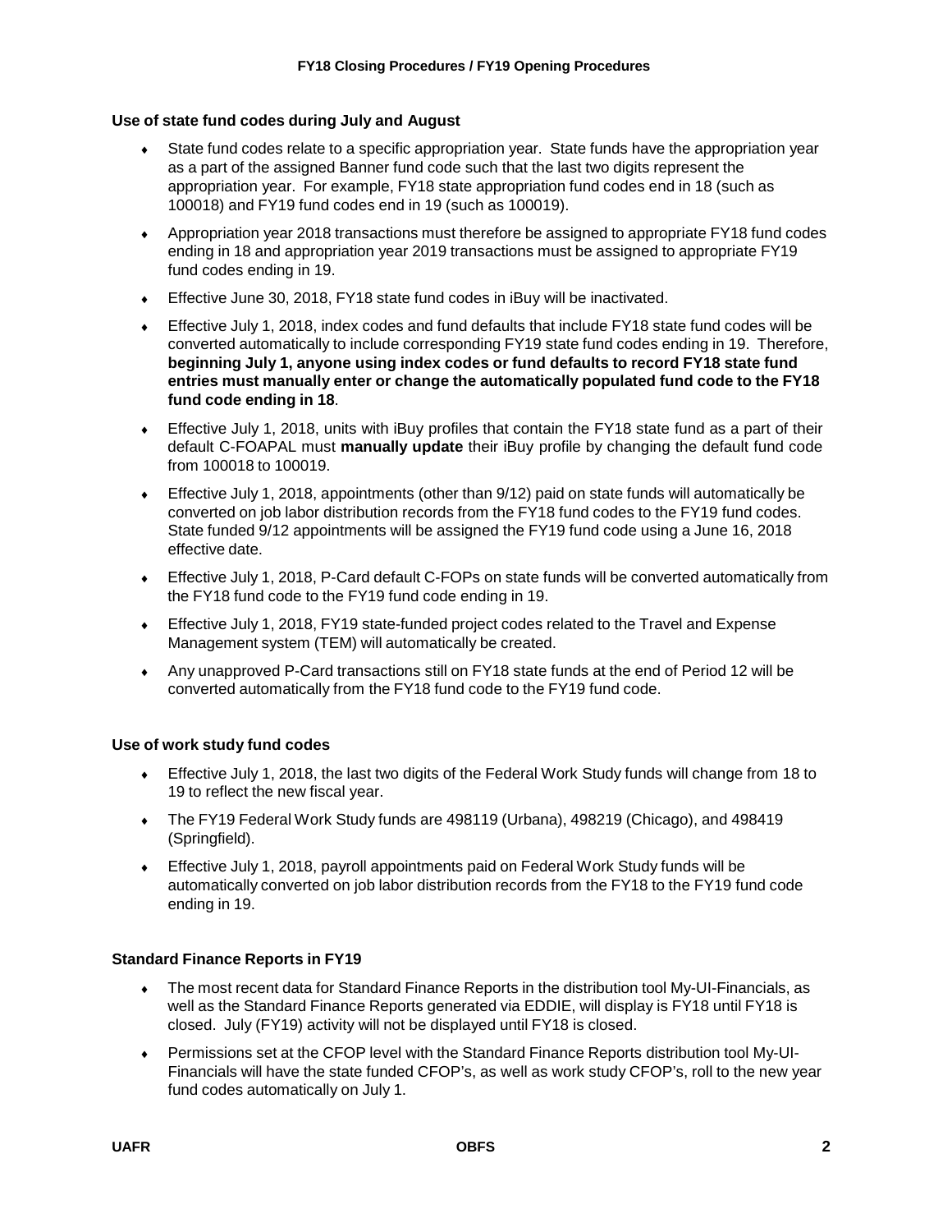### Use of state fund codes during July and August

- State fund codes relate to a specific appropriation year. State funds have the appropriation year as a part of the assigned Banner fund code such that the last two digits represent the appropriation year. For example, FY18 state appropriation fund codes end in 18 (such as 100018) and FY19 fund codes end in 19 (such as 100019).
- Appropriation year 2018 transactions must therefore be assigned to appropriate FY18 fund codes ending in 18 and appropriation year 2019 transactions must be assigned to appropriate FY19 fund codes ending in 19.
- Effective June 30, 2018, FY18 state fund codes in iBuy will be inactivated.
- Effective July 1, 2018, index codes and fund defaults that include FY18 state fund codes will be converted automatically to include corresponding FY19 state fund codes ending in 19. Therefore, **beginning July 1, anyone using index codes or fund defaults to record FY18 state fund entries must manually enter or change the automatically populated fund code to the FY18 fund code ending in 18**.
- Effective July 1, 2018, units with iBuy profiles that contain the FY18 state fund as a part of their default C-FOAPAL must **manually update** their iBuy profile by changing the default fund code from 100018 to 100019.
- Effective July 1, 2018, appointments (other than 9/12) paid on state funds will automatically be converted on job labor distribution records from the FY18 fund codes to the FY19 fund codes. State funded 9/12 appointments will be assigned the FY19 fund code using a June 16, 2018 effective date.
- Effective July 1, 2018, P-Card default C-FOPs on state funds will be converted automatically from the FY18 fund code to the FY19 fund code ending in 19.
- Effective July 1, 2018, FY19 state-funded project codes related to the Travel and Expense Management system (TEM) will automatically be created.
- Any unapproved P-Card transactions still on FY18 state funds at the end of Period 12 will be converted automatically from the FY18 fund code to the FY19 fund code.

### Use of work study fund codes

- Effective July 1, 2018, the last two digits of the Federal Work Study funds will change from 18 to 19 to reflect the new fiscal year.
- The FY19 Federal Work Study funds are 498119 (Urbana), 498219 (Chicago), and 498419 (Springfield).
- Effective July 1, 2018, payroll appointments paid on Federal Work Study funds will be automatically converted on job labor distribution records from the FY18 to the FY19 fund code ending in 19.

### Standard Finance Reports in FY19

- The most recent data for Standard Finance Reports in the distribution tool My-UI-Financials, as well as the Standard Finance Reports generated via EDDIE, will display is FY18 until FY18 is closed. July (FY19) activity will not be displayed until FY18 is closed.
- Permissions set at the CFOP level with the Standard Finance Reports distribution tool My-UI-Financials will have the state funded CFOP's, as well as work study CFOP's, roll to the new year fund codes automatically on July 1.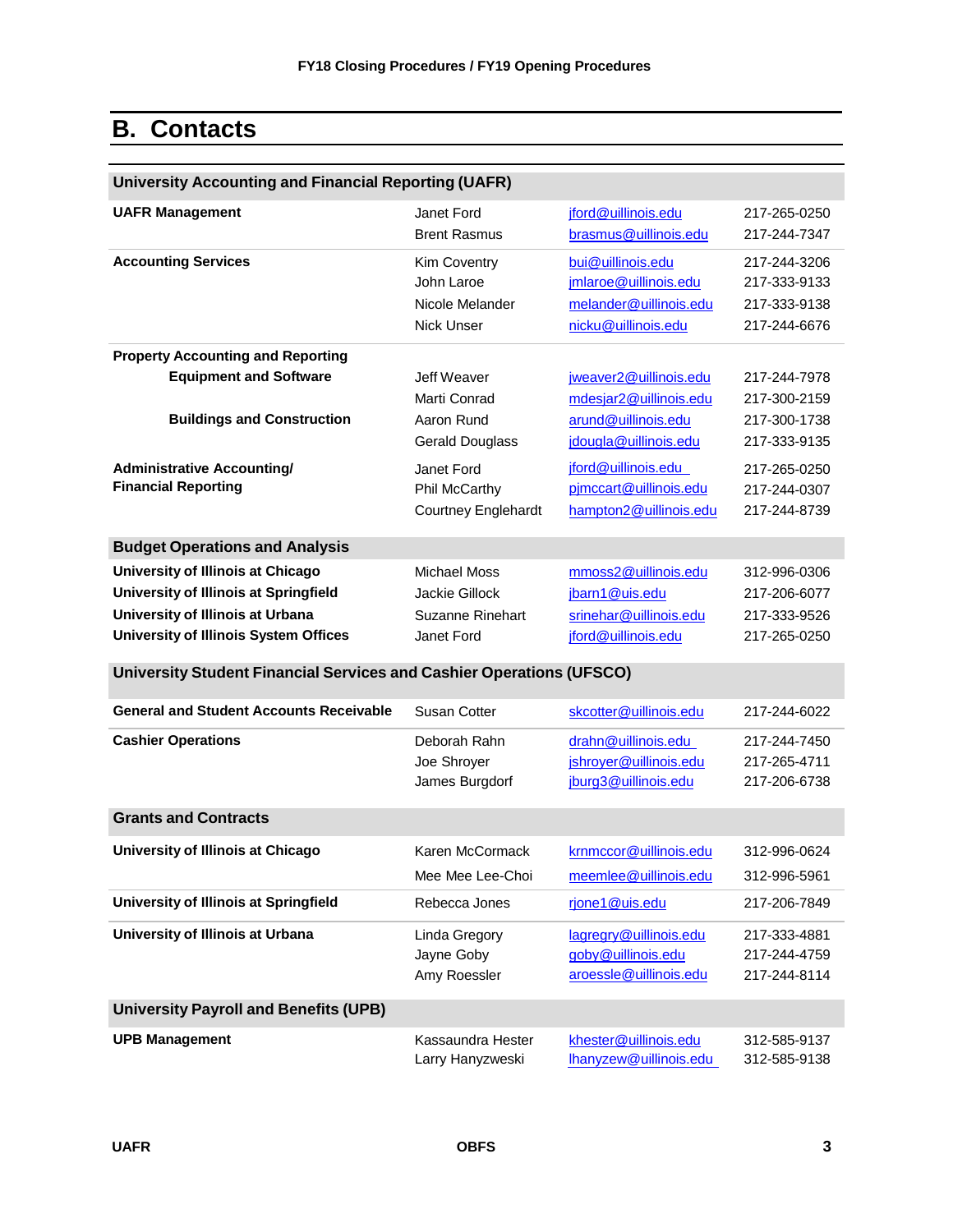## B. Contacts

| University Accounting and Financial Reporting (UAFR) | | | |
|---|---|---|---|
| **UAFR Management** | Janet Ford | jford@uillinois.edu | 217-265-0250 |
| | Brent Rasmus | brasmus@uillinois.edu | 217-244-7347 |
| **Accounting Services** | Kim Coventry | bui@uillinois.edu | 217-244-3206 |
| | John Laroe | jmlaroe@uillinois.edu | 217-333-9133 |
| | Nicole Melander | melander@uillinois.edu | 217-333-9138 |
| | Nick Unser | nicku@uillinois.edu | 217-244-6676 |
| **Property Accounting and Reporting** | | | |
| **Equipment and Software** | Jeff Weaver | jweaver2@uillinois.edu | 217-244-7978 |
| | Marti Conrad | mdesjar2@uillinois.edu | 217-300-2159 |
| **Buildings and Construction** | Aaron Rund | arund@uillinois.edu | 217-300-1738 |
| | Gerald Douglass | jdougla@uillinois.edu | 217-333-9135 |
| **Administrative Accounting/ Financial Reporting** | Janet Ford | jford@uillinois.edu | 217-265-0250 |
| | Phil McCarthy | pjmccart@uillinois.edu | 217-244-0307 |
| | Courtney Englehardt | hampton2@uillinois.edu | 217-244-8739 |
| **Budget Operations and Analysis** | | | |
| **University of Illinois at Chicago** | Michael Moss | mmoss2@uillinois.edu | 312-996-0306 |
| **University of Illinois at Springfield** | Jackie Gillock | jbarn1@uis.edu | 217-206-6077 |
| **University of Illinois at Urbana** | Suzanne Rinehart | srinehar@uillinois.edu | 217-333-9526 |
| **University of Illinois System Offices** | Janet Ford | jford@uillinois.edu | 217-265-0250 |
| **University Student Financial Services and Cashier Operations (UFSCO)** | | | |
| **General and Student Accounts Receivable** | Susan Cotter | skcotter@uillinois.edu | 217-244-6022 |
| **Cashier Operations** | Deborah Rahn | drahn@uillinois.edu | 217-244-7450 |
| | Joe Shroyer | jshroyer@uillinois.edu | 217-265-4711 |
| | James Burgdorf | jburg3@uillinois.edu | 217-206-6738 |
| **Grants and Contracts** | | | |
| **University of Illinois at Chicago** | Karen McCormack | krnmccor@uillinois.edu | 312-996-0624 |
| | Mee Mee Lee-Choi | meemlee@uillinois.edu | 312-996-5961 |
| **University of Illinois at Springfield** | Rebecca Jones | rjone1@uis.edu | 217-206-7849 |
| **University of Illinois at Urbana** | Linda Gregory | lagregry@uillinois.edu | 217-333-4881 |
| | Jayne Goby | goby@uillinois.edu | 217-244-4759 |
| | Amy Roessler | aroessle@uillinois.edu | 217-244-8114 |
| **University Payroll and Benefits (UPB)** | | | |
| **UPB Management** | Kassaundra Hester | khester@uillinois.edu | 312-585-9137 |
| | Larry Hanyzweski | lhanyzew@uillinois.edu | 312-585-9138 |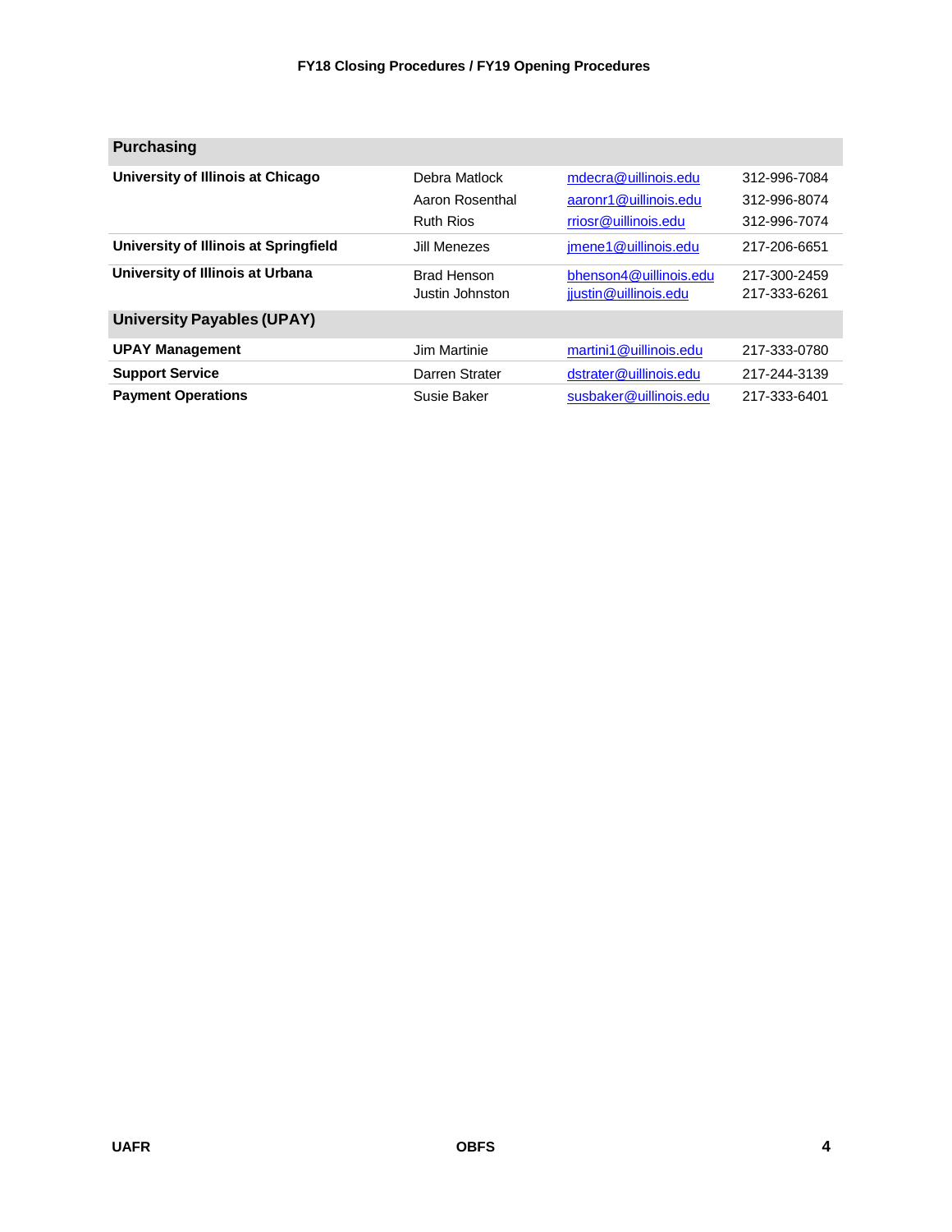| Purchasing | | | |
|---|---|---|---|
| **University of Illinois at Chicago** | Debra Matlock | mdecra@uillinois.edu | 312-996-7084 |
| | Aaron Rosenthal | aaronr1@uillinois.edu | 312-996-8074 |
| | Ruth Rios | rriosr@uillinois.edu | 312-996-7074 |
| **University of Illinois at Springfield** | Jill Menezes | jmene1@uillinois.edu | 217-206-6651 |
| **University of Illinois at Urbana** | Brad Henson | bhenson4@uillinois.edu | 217-300-2459 |
| | Justin Johnston | jjustin@uillinois.edu | 217-333-6261 |
| **University Payables (UPAY)** | | | |
| **UPAY Management** | Jim Martinie | martini1@uillinois.edu | 217-333-0780 |
| **Support Service** | Darren Strater | dstrater@uillinois.edu | 217-244-3139 |
| **Payment Operations** | Susie Baker | susbaker@uillinois.edu | 217-333-6401 |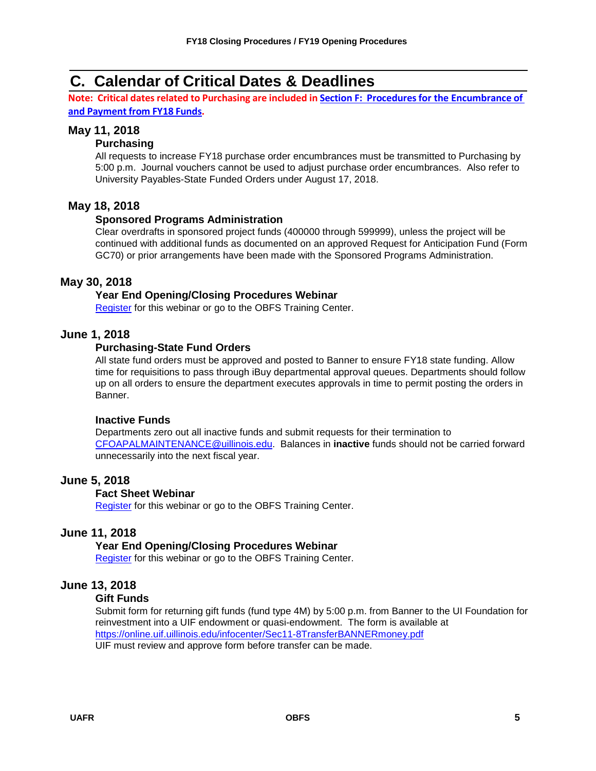## C. Calendar of Critical Dates & Deadlines

**Note: Critical dates related to Purchasing are included in [Section F: Procedures for the Encumbrance of and Payment from FY18 Funds](#).**

### May 11, 2018

#### Purchasing

All requests to increase FY18 purchase order encumbrances must be transmitted to Purchasing by 5:00 p.m. Journal vouchers cannot be used to adjust purchase order encumbrances. Also refer to University Payables-State Funded Orders under August 17, 2018.

### May 18, 2018

#### Sponsored Programs Administration

Clear overdrafts in sponsored project funds (400000 through 599999), unless the project will be continued with additional funds as documented on an approved Request for Anticipation Fund (Form GC70) or prior arrangements have been made with the Sponsored Programs Administration.

### May 30, 2018

#### Year End Opening/Closing Procedures Webinar

Register for this webinar or go to the OBFS Training Center.

### June 1, 2018

#### Purchasing-State Fund Orders

All state fund orders must be approved and posted to Banner to ensure FY18 state funding. Allow time for requisitions to pass through iBuy departmental approval queues. Departments should follow up on all orders to ensure the department executes approvals in time to permit posting the orders in Banner.

#### Inactive Funds

Departments zero out all inactive funds and submit requests for their termination to CFOAPALMAINTENANCE@uillinois.edu. Balances in **inactive** funds should not be carried forward unnecessarily into the next fiscal year.

### June 5, 2018

#### Fact Sheet Webinar

Register for this webinar or go to the OBFS Training Center.

### June 11, 2018

#### Year End Opening/Closing Procedures Webinar

Register for this webinar or go to the OBFS Training Center.

### June 13, 2018

#### Gift Funds

Submit form for returning gift funds (fund type 4M) by 5:00 p.m. from Banner to the UI Foundation for reinvestment into a UIF endowment or quasi-endowment. The form is available at https://online.uif.uillinois.edu/infocenter/Sec11-8TransferBANNERmoney.pdf
UIF must review and approve form before transfer can be made.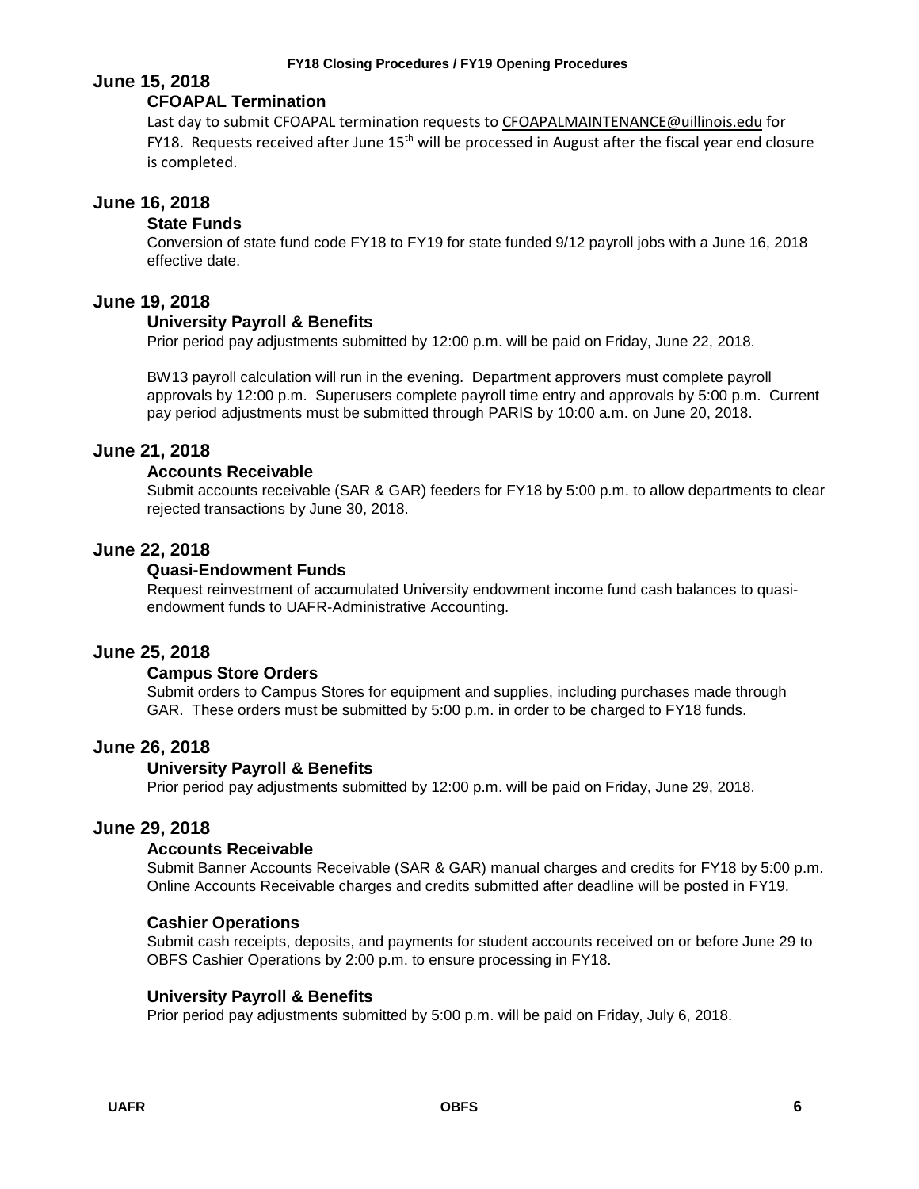## June 15, 2018

### CFOAPAL Termination

Last day to submit CFOAPAL termination requests to CFOAPALMAINTENANCE@uillinois.edu for FY18. Requests received after June 15th will be processed in August after the fiscal year end closure is completed.

## June 16, 2018

### State Funds

Conversion of state fund code FY18 to FY19 for state funded 9/12 payroll jobs with a June 16, 2018 effective date.

## June 19, 2018

### University Payroll & Benefits

Prior period pay adjustments submitted by 12:00 p.m. will be paid on Friday, June 22, 2018.

BW13 payroll calculation will run in the evening. Department approvers must complete payroll approvals by 12:00 p.m. Superusers complete payroll time entry and approvals by 5:00 p.m. Current pay period adjustments must be submitted through PARIS by 10:00 a.m. on June 20, 2018.

## June 21, 2018

### Accounts Receivable

Submit accounts receivable (SAR & GAR) feeders for FY18 by 5:00 p.m. to allow departments to clear rejected transactions by June 30, 2018.

## June 22, 2018

### Quasi-Endowment Funds

Request reinvestment of accumulated University endowment income fund cash balances to quasi-endowment funds to UAFR-Administrative Accounting.

## June 25, 2018

### Campus Store Orders

Submit orders to Campus Stores for equipment and supplies, including purchases made through GAR. These orders must be submitted by 5:00 p.m. in order to be charged to FY18 funds.

## June 26, 2018

### University Payroll & Benefits

Prior period pay adjustments submitted by 12:00 p.m. will be paid on Friday, June 29, 2018.

## June 29, 2018

### Accounts Receivable

Submit Banner Accounts Receivable (SAR & GAR) manual charges and credits for FY18 by 5:00 p.m. Online Accounts Receivable charges and credits submitted after deadline will be posted in FY19.

### Cashier Operations

Submit cash receipts, deposits, and payments for student accounts received on or before June 29 to OBFS Cashier Operations by 2:00 p.m. to ensure processing in FY18.

### University Payroll & Benefits

Prior period pay adjustments submitted by 5:00 p.m. will be paid on Friday, July 6, 2018.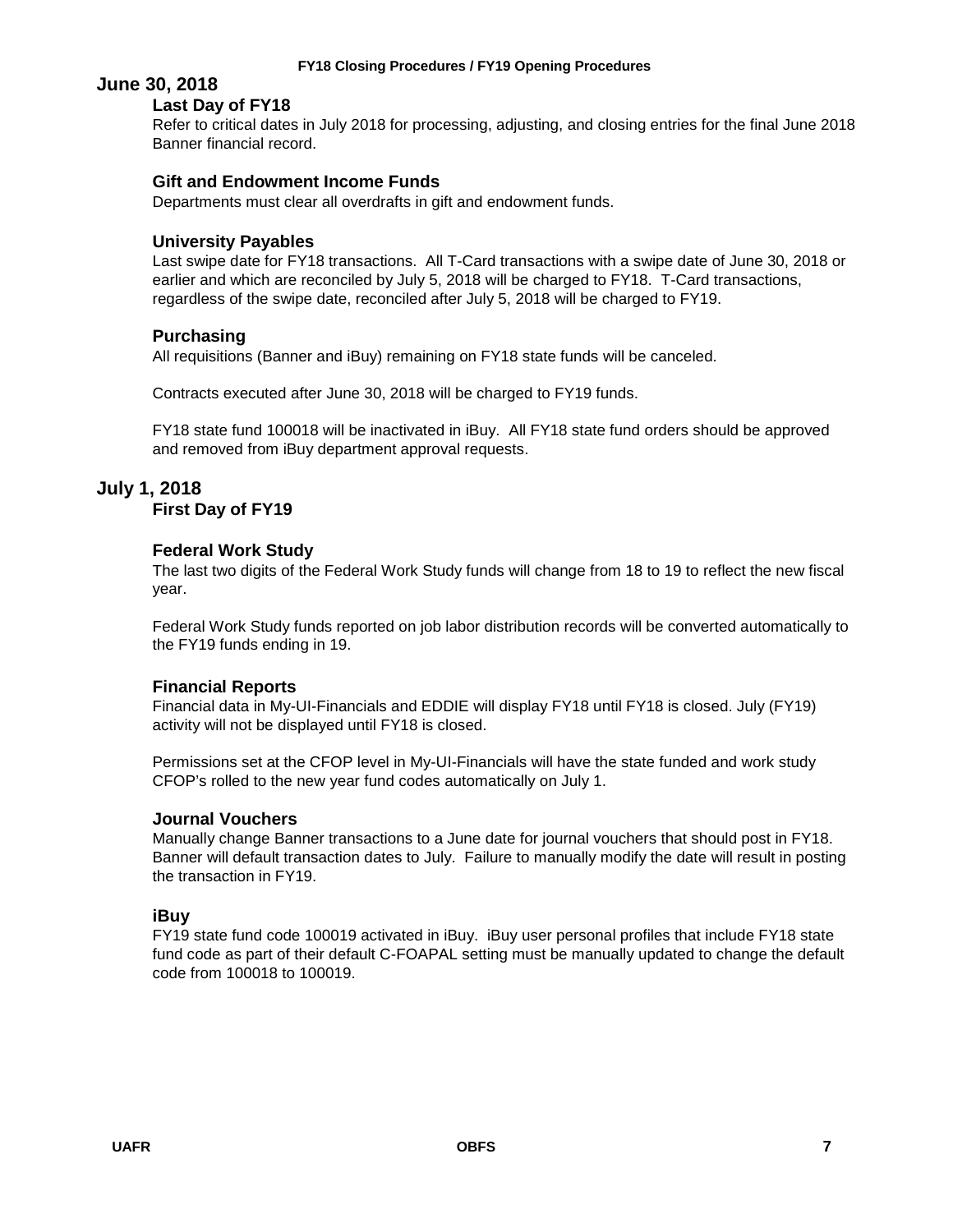## June 30, 2018

### Last Day of FY18

Refer to critical dates in July 2018 for processing, adjusting, and closing entries for the final June 2018 Banner financial record.

### Gift and Endowment Income Funds

Departments must clear all overdrafts in gift and endowment funds.

### University Payables

Last swipe date for FY18 transactions. All T-Card transactions with a swipe date of June 30, 2018 or earlier and which are reconciled by July 5, 2018 will be charged to FY18. T-Card transactions, regardless of the swipe date, reconciled after July 5, 2018 will be charged to FY19.

### Purchasing

All requisitions (Banner and iBuy) remaining on FY18 state funds will be canceled.

Contracts executed after June 30, 2018 will be charged to FY19 funds.

FY18 state fund 100018 will be inactivated in iBuy. All FY18 state fund orders should be approved and removed from iBuy department approval requests.

## July 1, 2018

### First Day of FY19

### Federal Work Study

The last two digits of the Federal Work Study funds will change from 18 to 19 to reflect the new fiscal year.

Federal Work Study funds reported on job labor distribution records will be converted automatically to the FY19 funds ending in 19.

### Financial Reports

Financial data in My-UI-Financials and EDDIE will display FY18 until FY18 is closed. July (FY19) activity will not be displayed until FY18 is closed.

Permissions set at the CFOP level in My-UI-Financials will have the state funded and work study CFOP's rolled to the new year fund codes automatically on July 1.

### Journal Vouchers

Manually change Banner transactions to a June date for journal vouchers that should post in FY18. Banner will default transaction dates to July. Failure to manually modify the date will result in posting the transaction in FY19.

### iBuy

FY19 state fund code 100019 activated in iBuy. iBuy user personal profiles that include FY18 state fund code as part of their default C-FOAPAL setting must be manually updated to change the default code from 100018 to 100019.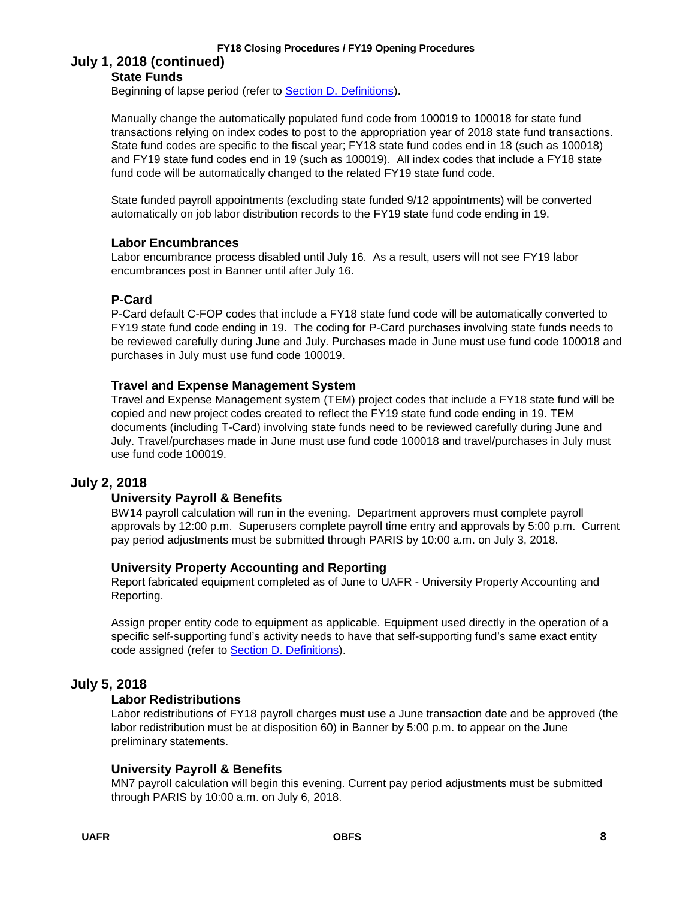## July 1, 2018 (continued)

### State Funds

Beginning of lapse period (refer to [Section D. Definitions]).

Manually change the automatically populated fund code from 100019 to 100018 for state fund transactions relying on index codes to post to the appropriation year of 2018 state fund transactions. State fund codes are specific to the fiscal year; FY18 state fund codes end in 18 (such as 100018) and FY19 state fund codes end in 19 (such as 100019). All index codes that include a FY18 state fund code will be automatically changed to the related FY19 state fund code.

State funded payroll appointments (excluding state funded 9/12 appointments) will be converted automatically on job labor distribution records to the FY19 state fund code ending in 19.

### Labor Encumbrances

Labor encumbrance process disabled until July 16. As a result, users will not see FY19 labor encumbrances post in Banner until after July 16.

### P-Card

P-Card default C-FOP codes that include a FY18 state fund code will be automatically converted to FY19 state fund code ending in 19. The coding for P-Card purchases involving state funds needs to be reviewed carefully during June and July. Purchases made in June must use fund code 100018 and purchases in July must use fund code 100019.

### Travel and Expense Management System

Travel and Expense Management system (TEM) project codes that include a FY18 state fund will be copied and new project codes created to reflect the FY19 state fund code ending in 19. TEM documents (including T-Card) involving state funds need to be reviewed carefully during June and July. Travel/purchases made in June must use fund code 100018 and travel/purchases in July must use fund code 100019.

## July 2, 2018

### University Payroll & Benefits

BW14 payroll calculation will run in the evening. Department approvers must complete payroll approvals by 12:00 p.m. Superusers complete payroll time entry and approvals by 5:00 p.m. Current pay period adjustments must be submitted through PARIS by 10:00 a.m. on July 3, 2018.

### University Property Accounting and Reporting

Report fabricated equipment completed as of June to UAFR - University Property Accounting and Reporting.

Assign proper entity code to equipment as applicable. Equipment used directly in the operation of a specific self-supporting fund's activity needs to have that self-supporting fund's same exact entity code assigned (refer to [Section D. Definitions]).

## July 5, 2018

### Labor Redistributions

Labor redistributions of FY18 payroll charges must use a June transaction date and be approved (the labor redistribution must be at disposition 60) in Banner by 5:00 p.m. to appear on the June preliminary statements.

### University Payroll & Benefits

MN7 payroll calculation will begin this evening. Current pay period adjustments must be submitted through PARIS by 10:00 a.m. on July 6, 2018.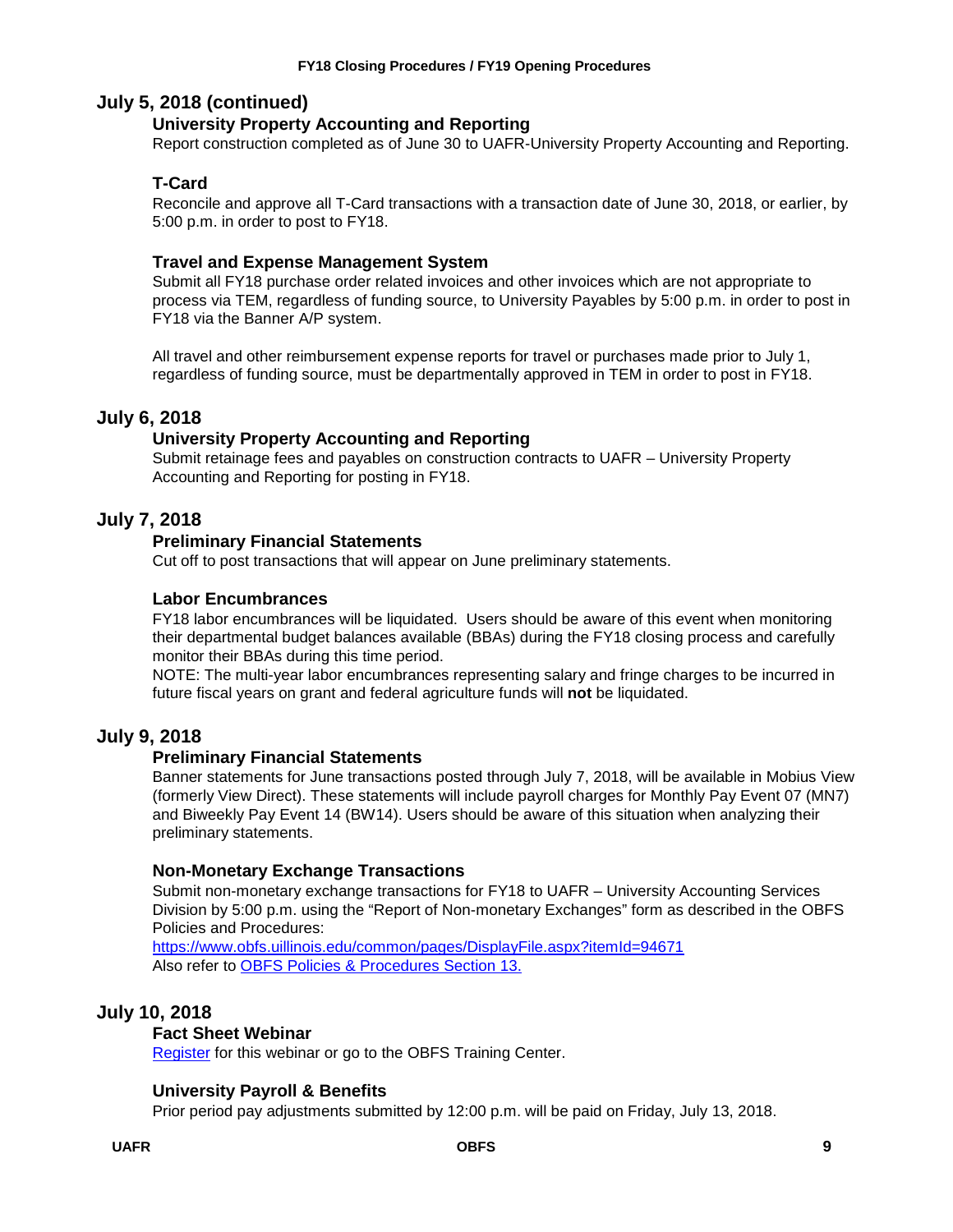## July 5, 2018 (continued)

### University Property Accounting and Reporting

Report construction completed as of June 30 to UAFR-University Property Accounting and Reporting.

### T-Card

Reconcile and approve all T-Card transactions with a transaction date of June 30, 2018, or earlier, by 5:00 p.m. in order to post to FY18.

### Travel and Expense Management System

Submit all FY18 purchase order related invoices and other invoices which are not appropriate to process via TEM, regardless of funding source, to University Payables by 5:00 p.m. in order to post in FY18 via the Banner A/P system.

All travel and other reimbursement expense reports for travel or purchases made prior to July 1, regardless of funding source, must be departmentally approved in TEM in order to post in FY18.

## July 6, 2018

### University Property Accounting and Reporting

Submit retainage fees and payables on construction contracts to UAFR – University Property Accounting and Reporting for posting in FY18.

## July 7, 2018

### Preliminary Financial Statements

Cut off to post transactions that will appear on June preliminary statements.

### Labor Encumbrances

FY18 labor encumbrances will be liquidated. Users should be aware of this event when monitoring their departmental budget balances available (BBAs) during the FY18 closing process and carefully monitor their BBAs during this time period.

NOTE: The multi-year labor encumbrances representing salary and fringe charges to be incurred in future fiscal years on grant and federal agriculture funds will **not** be liquidated.

## July 9, 2018

### Preliminary Financial Statements

Banner statements for June transactions posted through July 7, 2018, will be available in Mobius View (formerly View Direct). These statements will include payroll charges for Monthly Pay Event 07 (MN7) and Biweekly Pay Event 14 (BW14). Users should be aware of this situation when analyzing their preliminary statements.

### Non-Monetary Exchange Transactions

Submit non-monetary exchange transactions for FY18 to UAFR – University Accounting Services Division by 5:00 p.m. using the "Report of Non-monetary Exchanges" form as described in the OBFS Policies and Procedures:
https://www.obfs.uillinois.edu/common/pages/DisplayFile.aspx?itemId=94671
Also refer to OBFS Policies & Procedures Section 13.

## July 10, 2018

### Fact Sheet Webinar

Register for this webinar or go to the OBFS Training Center.

### University Payroll & Benefits

Prior period pay adjustments submitted by 12:00 p.m. will be paid on Friday, July 13, 2018.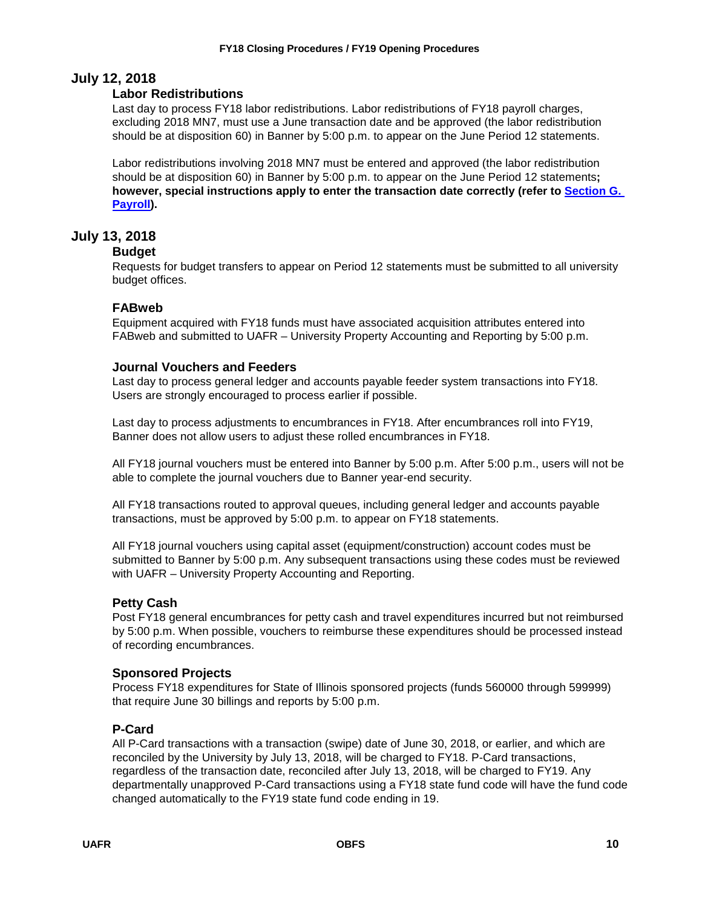## July 12, 2018

### Labor Redistributions

Last day to process FY18 labor redistributions. Labor redistributions of FY18 payroll charges, excluding 2018 MN7, must use a June transaction date and be approved (the labor redistribution should be at disposition 60) in Banner by 5:00 p.m. to appear on the June Period 12 statements.

Labor redistributions involving 2018 MN7 must be entered and approved (the labor redistribution should be at disposition 60) in Banner by 5:00 p.m. to appear on the June Period 12 statements**; however, special instructions apply to enter the transaction date correctly (refer to Section G. Payroll).**

## July 13, 2018

### Budget

Requests for budget transfers to appear on Period 12 statements must be submitted to all university budget offices.

### FABweb

Equipment acquired with FY18 funds must have associated acquisition attributes entered into FABweb and submitted to UAFR – University Property Accounting and Reporting by 5:00 p.m.

### Journal Vouchers and Feeders

Last day to process general ledger and accounts payable feeder system transactions into FY18. Users are strongly encouraged to process earlier if possible.

Last day to process adjustments to encumbrances in FY18. After encumbrances roll into FY19, Banner does not allow users to adjust these rolled encumbrances in FY18.

All FY18 journal vouchers must be entered into Banner by 5:00 p.m. After 5:00 p.m., users will not be able to complete the journal vouchers due to Banner year-end security.

All FY18 transactions routed to approval queues, including general ledger and accounts payable transactions, must be approved by 5:00 p.m. to appear on FY18 statements.

All FY18 journal vouchers using capital asset (equipment/construction) account codes must be submitted to Banner by 5:00 p.m. Any subsequent transactions using these codes must be reviewed with UAFR – University Property Accounting and Reporting.

### Petty Cash

Post FY18 general encumbrances for petty cash and travel expenditures incurred but not reimbursed by 5:00 p.m. When possible, vouchers to reimburse these expenditures should be processed instead of recording encumbrances.

### Sponsored Projects

Process FY18 expenditures for State of Illinois sponsored projects (funds 560000 through 599999) that require June 30 billings and reports by 5:00 p.m.

### P-Card

All P-Card transactions with a transaction (swipe) date of June 30, 2018, or earlier, and which are reconciled by the University by July 13, 2018, will be charged to FY18. P-Card transactions, regardless of the transaction date, reconciled after July 13, 2018, will be charged to FY19. Any departmentally unapproved P-Card transactions using a FY18 state fund code will have the fund code changed automatically to the FY19 state fund code ending in 19.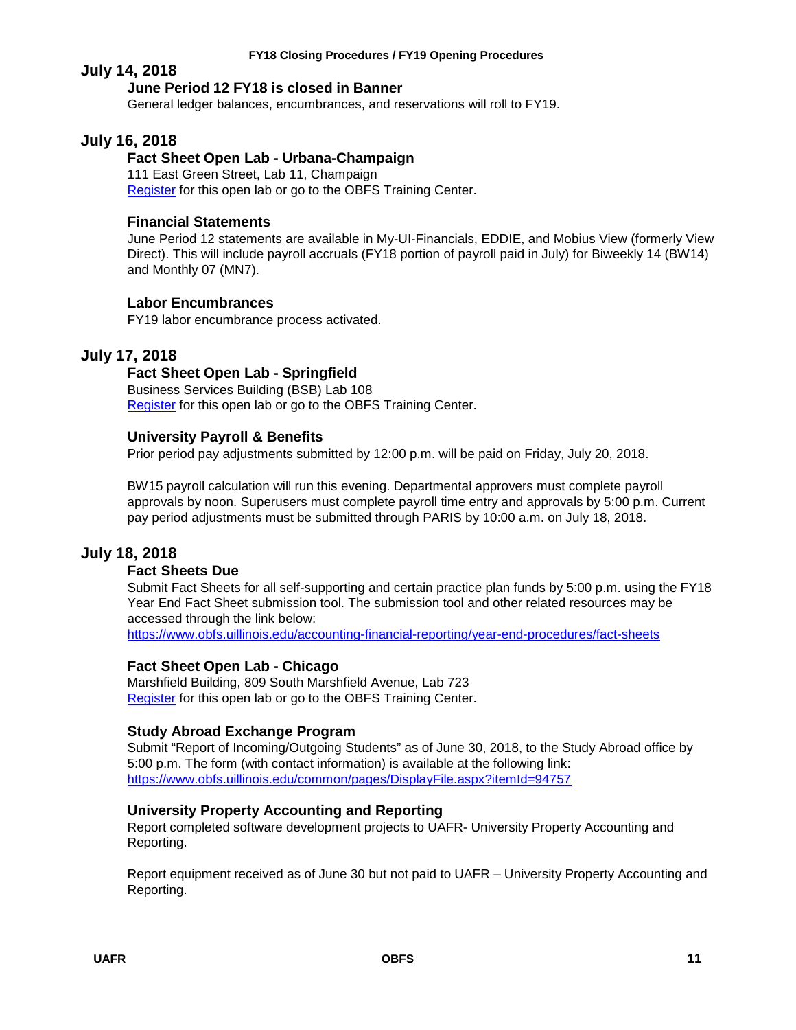## July 14, 2018

### June Period 12 FY18 is closed in Banner

General ledger balances, encumbrances, and reservations will roll to FY19.

## July 16, 2018

### Fact Sheet Open Lab - Urbana-Champaign

111 East Green Street, Lab 11, Champaign
Register for this open lab or go to the OBFS Training Center.

### Financial Statements

June Period 12 statements are available in My-UI-Financials, EDDIE, and Mobius View (formerly View Direct). This will include payroll accruals (FY18 portion of payroll paid in July) for Biweekly 14 (BW14) and Monthly 07 (MN7).

### Labor Encumbrances

FY19 labor encumbrance process activated.

## July 17, 2018

### Fact Sheet Open Lab - Springfield

Business Services Building (BSB) Lab 108
Register for this open lab or go to the OBFS Training Center.

### University Payroll & Benefits

Prior period pay adjustments submitted by 12:00 p.m. will be paid on Friday, July 20, 2018.

BW15 payroll calculation will run this evening. Departmental approvers must complete payroll approvals by noon. Superusers must complete payroll time entry and approvals by 5:00 p.m. Current pay period adjustments must be submitted through PARIS by 10:00 a.m. on July 18, 2018.

## July 18, 2018

### Fact Sheets Due

Submit Fact Sheets for all self-supporting and certain practice plan funds by 5:00 p.m. using the FY18 Year End Fact Sheet submission tool. The submission tool and other related resources may be accessed through the link below:
https://www.obfs.uillinois.edu/accounting-financial-reporting/year-end-procedures/fact-sheets

### Fact Sheet Open Lab - Chicago

Marshfield Building, 809 South Marshfield Avenue, Lab 723
Register for this open lab or go to the OBFS Training Center.

### Study Abroad Exchange Program

Submit "Report of Incoming/Outgoing Students" as of June 30, 2018, to the Study Abroad office by 5:00 p.m. The form (with contact information) is available at the following link:
https://www.obfs.uillinois.edu/common/pages/DisplayFile.aspx?itemId=94757

### University Property Accounting and Reporting

Report completed software development projects to UAFR- University Property Accounting and Reporting.

Report equipment received as of June 30 but not paid to UAFR – University Property Accounting and Reporting.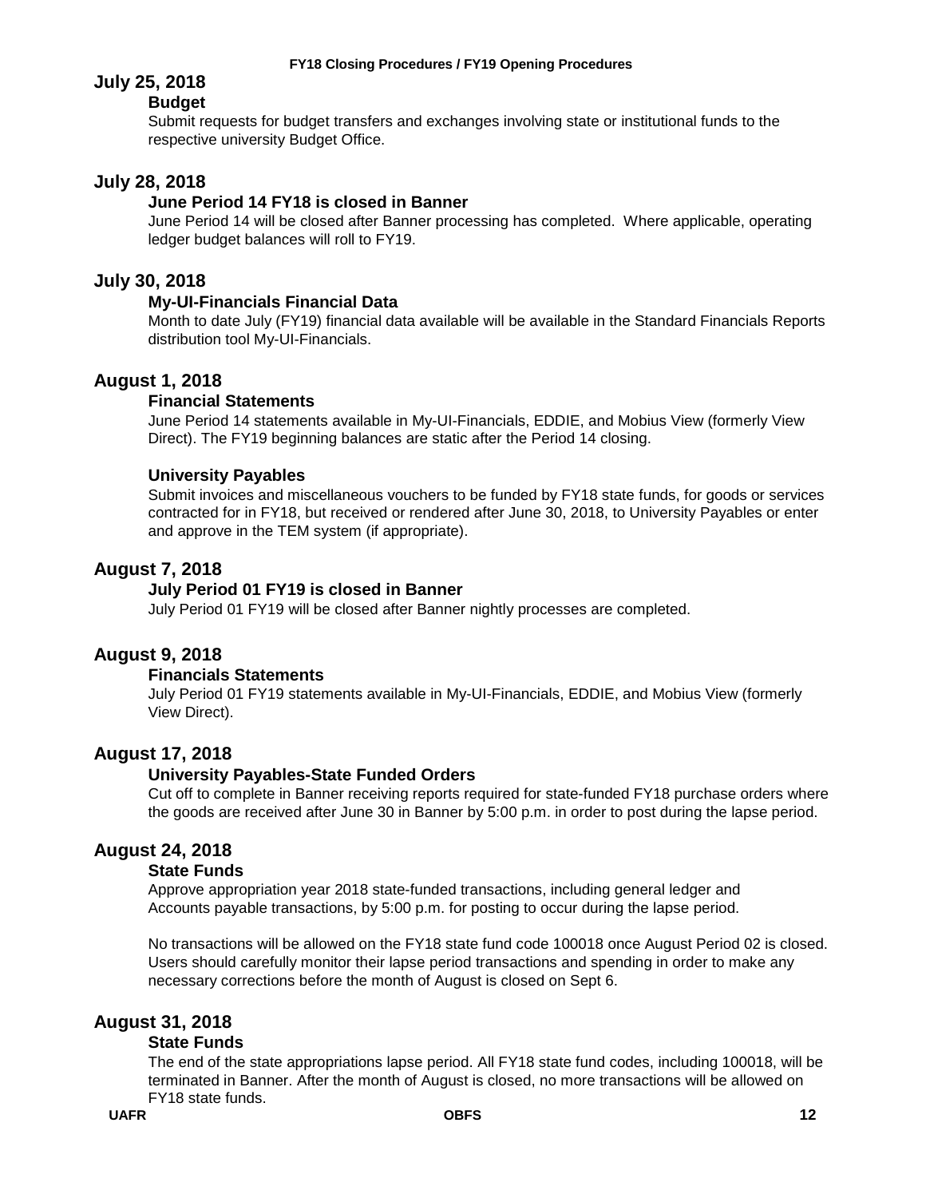## July 25, 2018

### Budget

Submit requests for budget transfers and exchanges involving state or institutional funds to the respective university Budget Office.

## July 28, 2018

### June Period 14 FY18 is closed in Banner

June Period 14 will be closed after Banner processing has completed. Where applicable, operating ledger budget balances will roll to FY19.

## July 30, 2018

### My-UI-Financials Financial Data

Month to date July (FY19) financial data available will be available in the Standard Financials Reports distribution tool My-UI-Financials.

## August 1, 2018

### Financial Statements

June Period 14 statements available in My-UI-Financials, EDDIE, and Mobius View (formerly View Direct). The FY19 beginning balances are static after the Period 14 closing.

### University Payables

Submit invoices and miscellaneous vouchers to be funded by FY18 state funds, for goods or services contracted for in FY18, but received or rendered after June 30, 2018, to University Payables or enter and approve in the TEM system (if appropriate).

## August 7, 2018

### July Period 01 FY19 is closed in Banner

July Period 01 FY19 will be closed after Banner nightly processes are completed.

## August 9, 2018

### Financials Statements

July Period 01 FY19 statements available in My-UI-Financials, EDDIE, and Mobius View (formerly View Direct).

## August 17, 2018

### University Payables-State Funded Orders

Cut off to complete in Banner receiving reports required for state-funded FY18 purchase orders where the goods are received after June 30 in Banner by 5:00 p.m. in order to post during the lapse period.

## August 24, 2018

### State Funds

Approve appropriation year 2018 state-funded transactions, including general ledger and Accounts payable transactions, by 5:00 p.m. for posting to occur during the lapse period.

No transactions will be allowed on the FY18 state fund code 100018 once August Period 02 is closed. Users should carefully monitor their lapse period transactions and spending in order to make any necessary corrections before the month of August is closed on Sept 6.

## August 31, 2018

### State Funds

The end of the state appropriations lapse period. All FY18 state fund codes, including 100018, will be terminated in Banner. After the month of August is closed, no more transactions will be allowed on FY18 state funds.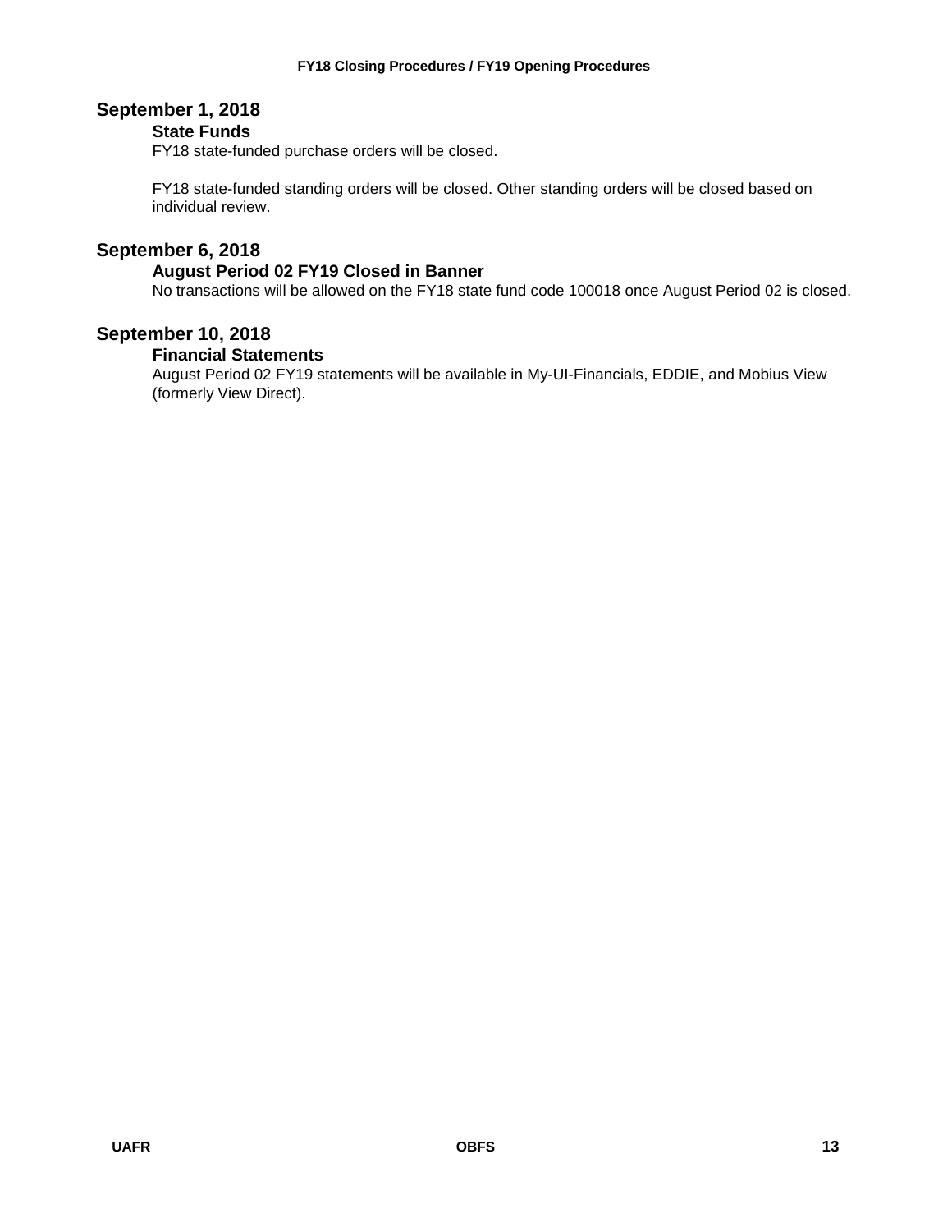## September 1, 2018

### State Funds

FY18 state-funded purchase orders will be closed.

FY18 state-funded standing orders will be closed. Other standing orders will be closed based on individual review.

## September 6, 2018

### August Period 02 FY19 Closed in Banner

No transactions will be allowed on the FY18 state fund code 100018 once August Period 02 is closed.

## September 10, 2018

### Financial Statements

August Period 02 FY19 statements will be available in My-UI-Financials, EDDIE, and Mobius View (formerly View Direct).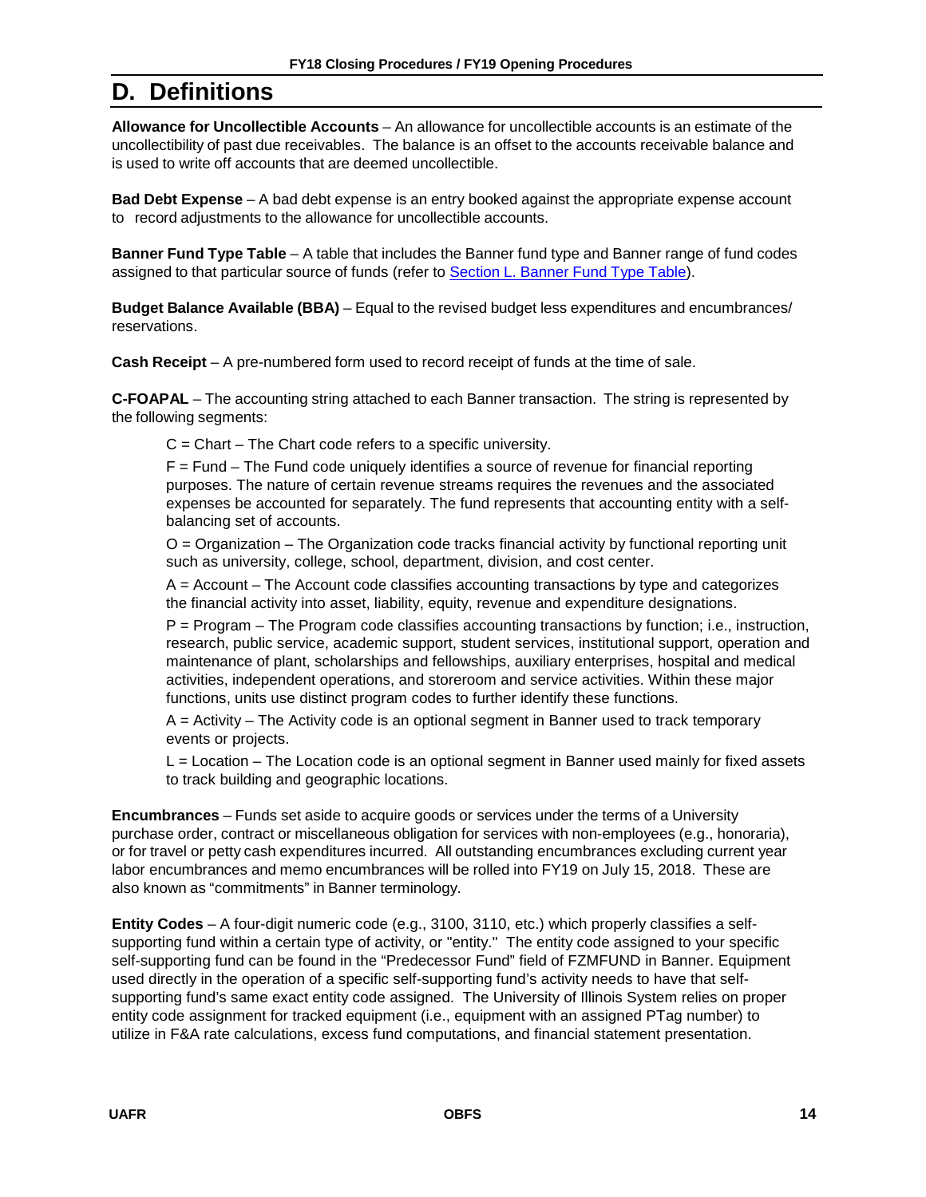# D. Definitions

**Allowance for Uncollectible Accounts** – An allowance for uncollectible accounts is an estimate of the uncollectibility of past due receivables. The balance is an offset to the accounts receivable balance and is used to write off accounts that are deemed uncollectible.

**Bad Debt Expense** – A bad debt expense is an entry booked against the appropriate expense account to record adjustments to the allowance for uncollectible accounts.

**Banner Fund Type Table** – A table that includes the Banner fund type and Banner range of fund codes assigned to that particular source of funds (refer to Section L. Banner Fund Type Table).

**Budget Balance Available (BBA)** – Equal to the revised budget less expenditures and encumbrances/ reservations.

**Cash Receipt** – A pre-numbered form used to record receipt of funds at the time of sale.

**C-FOAPAL** – The accounting string attached to each Banner transaction. The string is represented by the following segments:

> C = Chart – The Chart code refers to a specific university.
>
> F = Fund – The Fund code uniquely identifies a source of revenue for financial reporting purposes. The nature of certain revenue streams requires the revenues and the associated expenses be accounted for separately. The fund represents that accounting entity with a self-balancing set of accounts.
>
> O = Organization – The Organization code tracks financial activity by functional reporting unit such as university, college, school, department, division, and cost center.
>
> A = Account – The Account code classifies accounting transactions by type and categorizes the financial activity into asset, liability, equity, revenue and expenditure designations.
>
> P = Program – The Program code classifies accounting transactions by function; i.e., instruction, research, public service, academic support, student services, institutional support, operation and maintenance of plant, scholarships and fellowships, auxiliary enterprises, hospital and medical activities, independent operations, and storeroom and service activities. Within these major functions, units use distinct program codes to further identify these functions.
>
> A = Activity – The Activity code is an optional segment in Banner used to track temporary events or projects.
>
> L = Location – The Location code is an optional segment in Banner used mainly for fixed assets to track building and geographic locations.

**Encumbrances** – Funds set aside to acquire goods or services under the terms of a University purchase order, contract or miscellaneous obligation for services with non-employees (e.g., honoraria), or for travel or petty cash expenditures incurred. All outstanding encumbrances excluding current year labor encumbrances and memo encumbrances will be rolled into FY19 on July 15, 2018. These are also known as "commitments" in Banner terminology.

**Entity Codes** – A four-digit numeric code (e.g., 3100, 3110, etc.) which properly classifies a self-supporting fund within a certain type of activity, or "entity." The entity code assigned to your specific self-supporting fund can be found in the "Predecessor Fund" field of FZMFUND in Banner. Equipment used directly in the operation of a specific self-supporting fund's activity needs to have that self-supporting fund's same exact entity code assigned. The University of Illinois System relies on proper entity code assignment for tracked equipment (i.e., equipment with an assigned PTag number) to utilize in F&A rate calculations, excess fund computations, and financial statement presentation.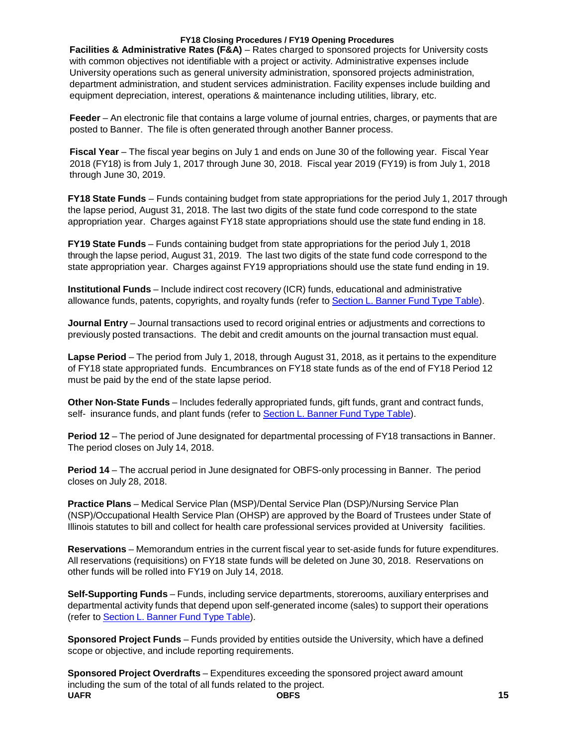**Facilities & Administrative Rates (F&A)** – Rates charged to sponsored projects for University costs with common objectives not identifiable with a project or activity. Administrative expenses include University operations such as general university administration, sponsored projects administration, department administration, and student services administration. Facility expenses include building and equipment depreciation, interest, operations & maintenance including utilities, library, etc.

**Feeder** – An electronic file that contains a large volume of journal entries, charges, or payments that are posted to Banner. The file is often generated through another Banner process.

**Fiscal Year** – The fiscal year begins on July 1 and ends on June 30 of the following year. Fiscal Year 2018 (FY18) is from July 1, 2017 through June 30, 2018. Fiscal year 2019 (FY19) is from July 1, 2018 through June 30, 2019.

**FY18 State Funds** – Funds containing budget from state appropriations for the period July 1, 2017 through the lapse period, August 31, 2018. The last two digits of the state fund code correspond to the state appropriation year. Charges against FY18 state appropriations should use the state fund ending in 18.

**FY19 State Funds** – Funds containing budget from state appropriations for the period July 1, 2018 through the lapse period, August 31, 2019. The last two digits of the state fund code correspond to the state appropriation year. Charges against FY19 appropriations should use the state fund ending in 19.

**Institutional Funds** – Include indirect cost recovery (ICR) funds, educational and administrative allowance funds, patents, copyrights, and royalty funds (refer to Section L. Banner Fund Type Table).

**Journal Entry** – Journal transactions used to record original entries or adjustments and corrections to previously posted transactions. The debit and credit amounts on the journal transaction must equal.

**Lapse Period** – The period from July 1, 2018, through August 31, 2018, as it pertains to the expenditure of FY18 state appropriated funds. Encumbrances on FY18 state funds as of the end of FY18 Period 12 must be paid by the end of the state lapse period.

**Other Non-State Funds** – Includes federally appropriated funds, gift funds, grant and contract funds, self- insurance funds, and plant funds (refer to Section L. Banner Fund Type Table).

**Period 12** – The period of June designated for departmental processing of FY18 transactions in Banner. The period closes on July 14, 2018.

**Period 14** – The accrual period in June designated for OBFS-only processing in Banner. The period closes on July 28, 2018.

**Practice Plans** – Medical Service Plan (MSP)/Dental Service Plan (DSP)/Nursing Service Plan (NSP)/Occupational Health Service Plan (OHSP) are approved by the Board of Trustees under State of Illinois statutes to bill and collect for health care professional services provided at University facilities.

**Reservations** – Memorandum entries in the current fiscal year to set-aside funds for future expenditures. All reservations (requisitions) on FY18 state funds will be deleted on June 30, 2018. Reservations on other funds will be rolled into FY19 on July 14, 2018.

**Self-Supporting Funds** – Funds, including service departments, storerooms, auxiliary enterprises and departmental activity funds that depend upon self-generated income (sales) to support their operations (refer to Section L. Banner Fund Type Table).

**Sponsored Project Funds** – Funds provided by entities outside the University, which have a defined scope or objective, and include reporting requirements.

**Sponsored Project Overdrafts** – Expenditures exceeding the sponsored project award amount including the sum of the total of all funds related to the project.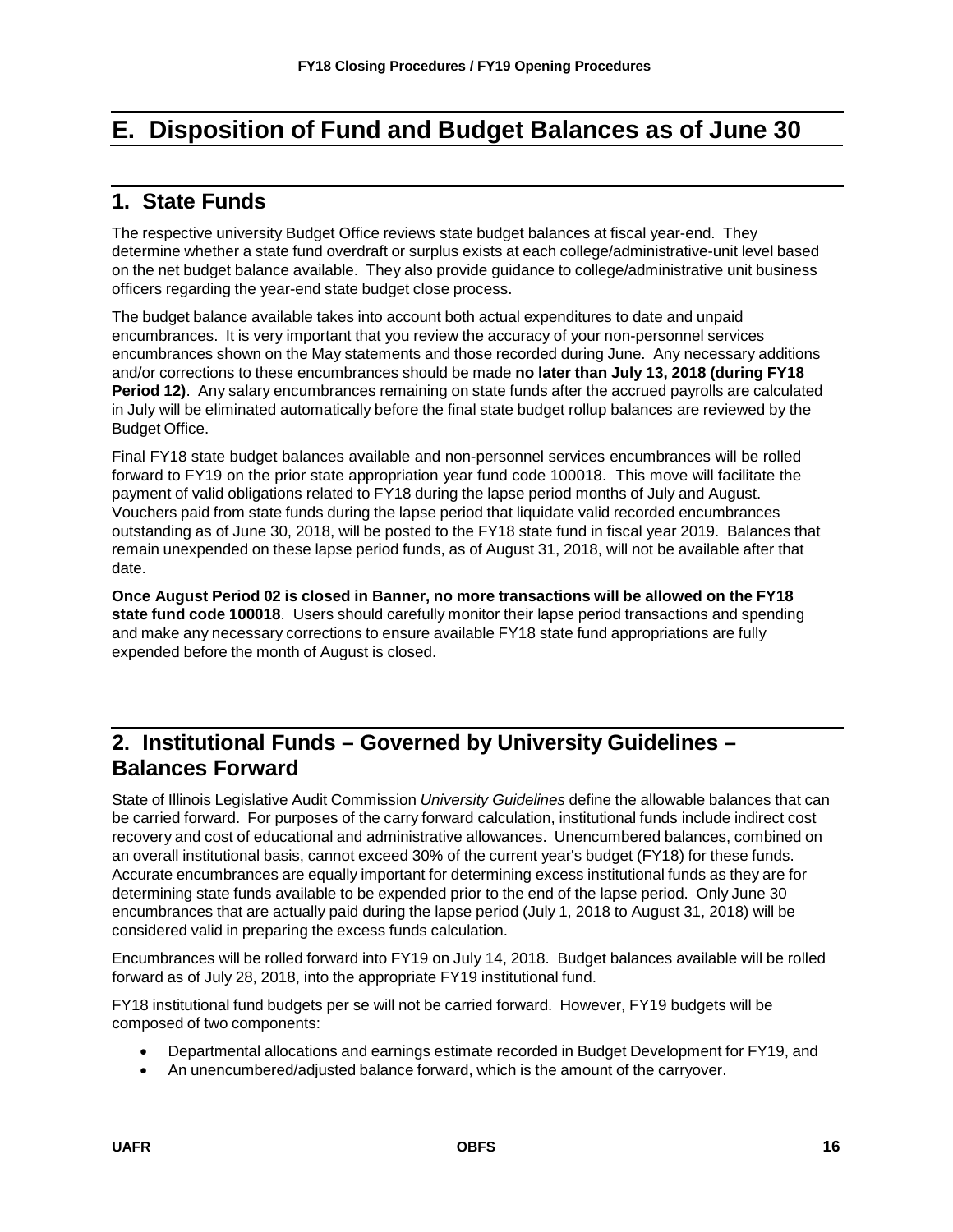# E. Disposition of Fund and Budget Balances as of June 30

## 1. State Funds

The respective university Budget Office reviews state budget balances at fiscal year-end. They determine whether a state fund overdraft or surplus exists at each college/administrative-unit level based on the net budget balance available. They also provide guidance to college/administrative unit business officers regarding the year-end state budget close process.

The budget balance available takes into account both actual expenditures to date and unpaid encumbrances. It is very important that you review the accuracy of your non-personnel services encumbrances shown on the May statements and those recorded during June. Any necessary additions and/or corrections to these encumbrances should be made **no later than July 13, 2018 (during FY18 Period 12)**. Any salary encumbrances remaining on state funds after the accrued payrolls are calculated in July will be eliminated automatically before the final state budget rollup balances are reviewed by the Budget Office.

Final FY18 state budget balances available and non-personnel services encumbrances will be rolled forward to FY19 on the prior state appropriation year fund code 100018. This move will facilitate the payment of valid obligations related to FY18 during the lapse period months of July and August. Vouchers paid from state funds during the lapse period that liquidate valid recorded encumbrances outstanding as of June 30, 2018, will be posted to the FY18 state fund in fiscal year 2019. Balances that remain unexpended on these lapse period funds, as of August 31, 2018, will not be available after that date.

**Once August Period 02 is closed in Banner, no more transactions will be allowed on the FY18 state fund code 100018**. Users should carefully monitor their lapse period transactions and spending and make any necessary corrections to ensure available FY18 state fund appropriations are fully expended before the month of August is closed.

## 2. Institutional Funds – Governed by University Guidelines – Balances Forward

State of Illinois Legislative Audit Commission *University Guidelines* define the allowable balances that can be carried forward. For purposes of the carry forward calculation, institutional funds include indirect cost recovery and cost of educational and administrative allowances. Unencumbered balances, combined on an overall institutional basis, cannot exceed 30% of the current year's budget (FY18) for these funds. Accurate encumbrances are equally important for determining excess institutional funds as they are for determining state funds available to be expended prior to the end of the lapse period. Only June 30 encumbrances that are actually paid during the lapse period (July 1, 2018 to August 31, 2018) will be considered valid in preparing the excess funds calculation.

Encumbrances will be rolled forward into FY19 on July 14, 2018. Budget balances available will be rolled forward as of July 28, 2018, into the appropriate FY19 institutional fund.

FY18 institutional fund budgets per se will not be carried forward. However, FY19 budgets will be composed of two components:

- Departmental allocations and earnings estimate recorded in Budget Development for FY19, and
- An unencumbered/adjusted balance forward, which is the amount of the carryover.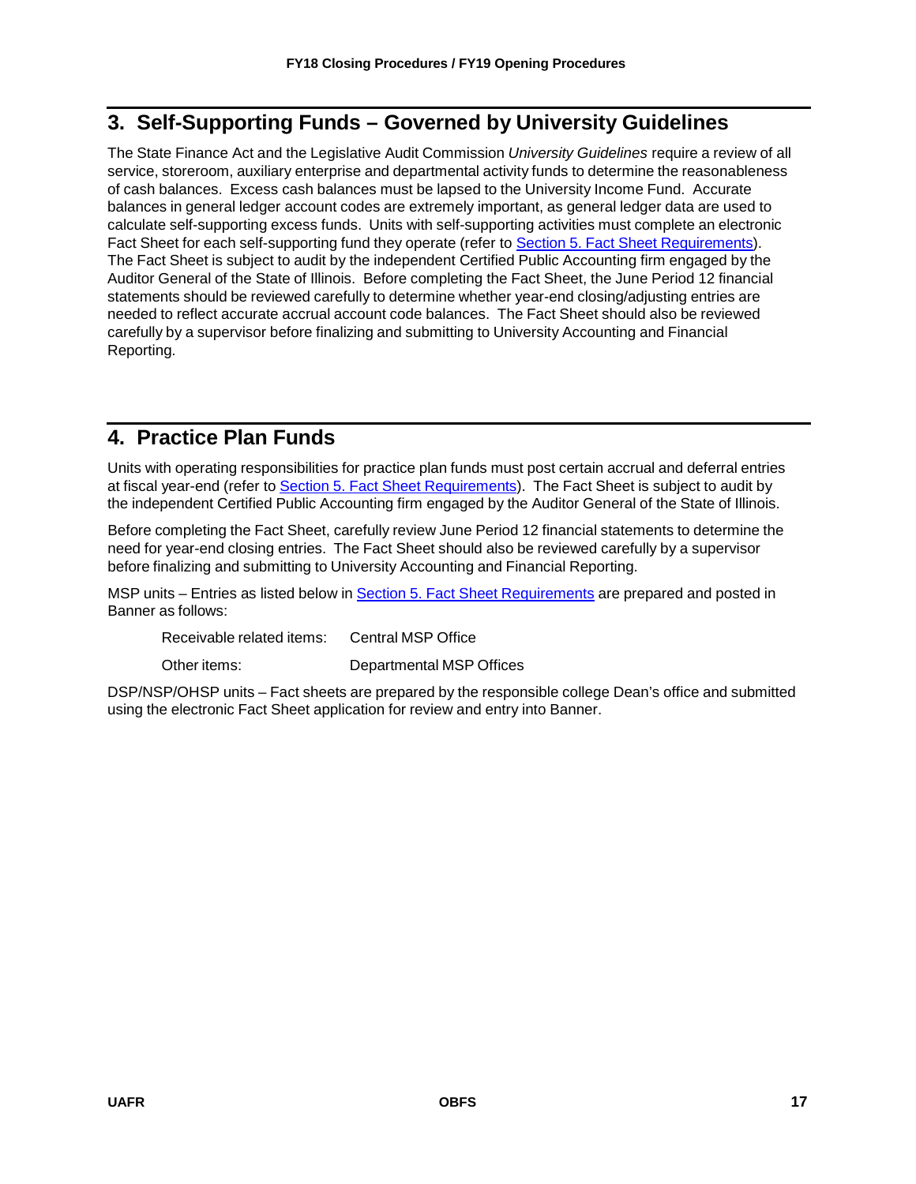## 3. Self-Supporting Funds – Governed by University Guidelines

The State Finance Act and the Legislative Audit Commission *University Guidelines* require a review of all service, storeroom, auxiliary enterprise and departmental activity funds to determine the reasonableness of cash balances. Excess cash balances must be lapsed to the University Income Fund. Accurate balances in general ledger account codes are extremely important, as general ledger data are used to calculate self-supporting excess funds. Units with self-supporting activities must complete an electronic Fact Sheet for each self-supporting fund they operate (refer to [Section 5. Fact Sheet Requirements](#)). The Fact Sheet is subject to audit by the independent Certified Public Accounting firm engaged by the Auditor General of the State of Illinois. Before completing the Fact Sheet, the June Period 12 financial statements should be reviewed carefully to determine whether year-end closing/adjusting entries are needed to reflect accurate accrual account code balances. The Fact Sheet should also be reviewed carefully by a supervisor before finalizing and submitting to University Accounting and Financial Reporting.

## 4. Practice Plan Funds

Units with operating responsibilities for practice plan funds must post certain accrual and deferral entries at fiscal year-end (refer to [Section 5. Fact Sheet Requirements](#)). The Fact Sheet is subject to audit by the independent Certified Public Accounting firm engaged by the Auditor General of the State of Illinois.

Before completing the Fact Sheet, carefully review June Period 12 financial statements to determine the need for year-end closing entries. The Fact Sheet should also be reviewed carefully by a supervisor before finalizing and submitting to University Accounting and Financial Reporting.

MSP units – Entries as listed below in [Section 5. Fact Sheet Requirements](#) are prepared and posted in Banner as follows:

| | |
|---|---|
| Receivable related items: | Central MSP Office |
| Other items: | Departmental MSP Offices |

DSP/NSP/OHSP units – Fact sheets are prepared by the responsible college Dean's office and submitted using the electronic Fact Sheet application for review and entry into Banner.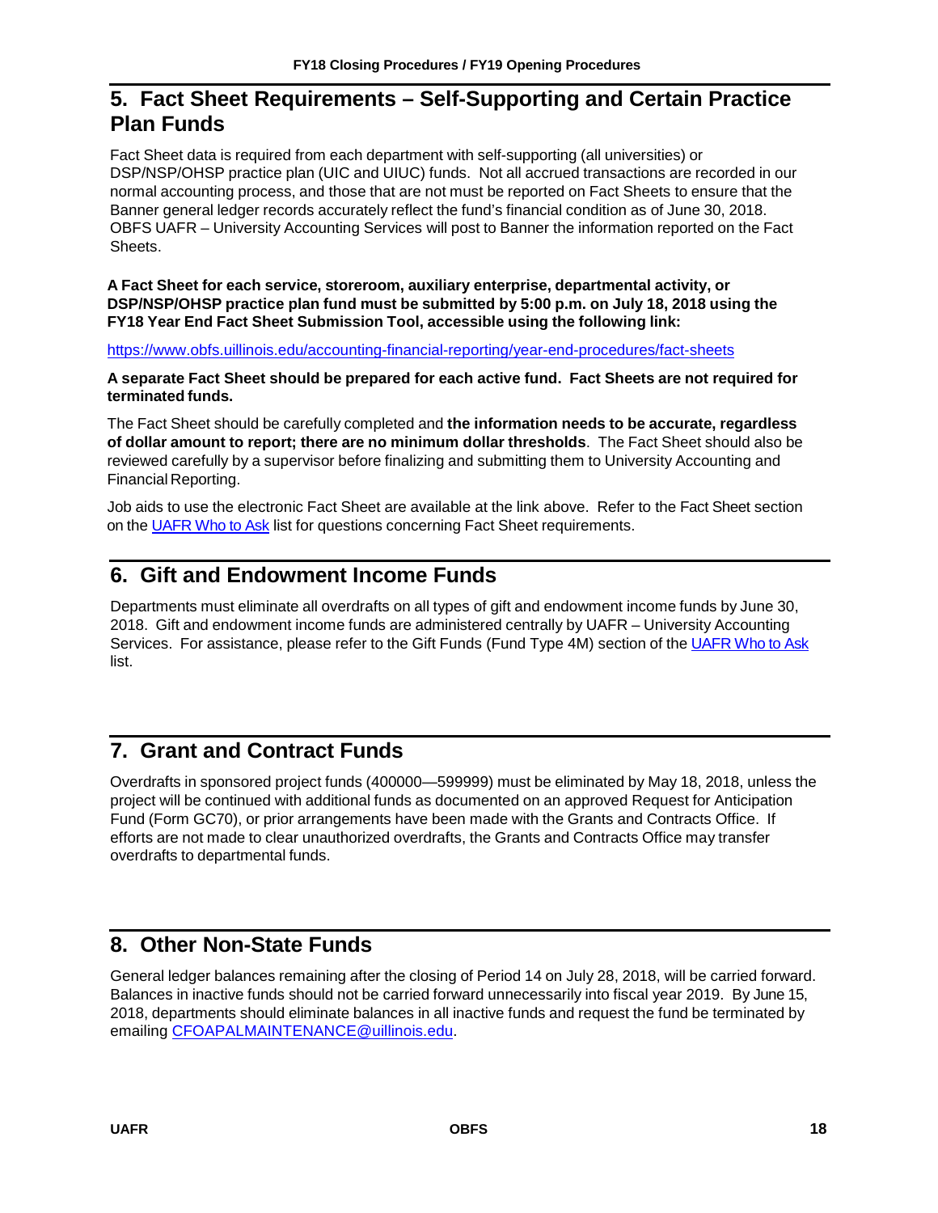## 5. Fact Sheet Requirements – Self-Supporting and Certain Practice Plan Funds

Fact Sheet data is required from each department with self-supporting (all universities) or DSP/NSP/OHSP practice plan (UIC and UIUC) funds. Not all accrued transactions are recorded in our normal accounting process, and those that are not must be reported on Fact Sheets to ensure that the Banner general ledger records accurately reflect the fund's financial condition as of June 30, 2018. OBFS UAFR – University Accounting Services will post to Banner the information reported on the Fact Sheets.

**A Fact Sheet for each service, storeroom, auxiliary enterprise, departmental activity, or DSP/NSP/OHSP practice plan fund must be submitted by 5:00 p.m. on July 18, 2018 using the FY18 Year End Fact Sheet Submission Tool, accessible using the following link:**

https://www.obfs.uillinois.edu/accounting-financial-reporting/year-end-procedures/fact-sheets

**A separate Fact Sheet should be prepared for each active fund. Fact Sheets are not required for terminated funds.**

The Fact Sheet should be carefully completed and **the information needs to be accurate, regardless of dollar amount to report; there are no minimum dollar thresholds**. The Fact Sheet should also be reviewed carefully by a supervisor before finalizing and submitting them to University Accounting and Financial Reporting.

Job aids to use the electronic Fact Sheet are available at the link above. Refer to the Fact Sheet section on the UAFR Who to Ask list for questions concerning Fact Sheet requirements.

## 6. Gift and Endowment Income Funds

Departments must eliminate all overdrafts on all types of gift and endowment income funds by June 30, 2018. Gift and endowment income funds are administered centrally by UAFR – University Accounting Services. For assistance, please refer to the Gift Funds (Fund Type 4M) section of the UAFR Who to Ask list.

## 7. Grant and Contract Funds

Overdrafts in sponsored project funds (400000—599999) must be eliminated by May 18, 2018, unless the project will be continued with additional funds as documented on an approved Request for Anticipation Fund (Form GC70), or prior arrangements have been made with the Grants and Contracts Office. If efforts are not made to clear unauthorized overdrafts, the Grants and Contracts Office may transfer overdrafts to departmental funds.

## 8. Other Non-State Funds

General ledger balances remaining after the closing of Period 14 on July 28, 2018, will be carried forward. Balances in inactive funds should not be carried forward unnecessarily into fiscal year 2019. By June 15, 2018, departments should eliminate balances in all inactive funds and request the fund be terminated by emailing CFOAPALMAINTENANCE@uillinois.edu.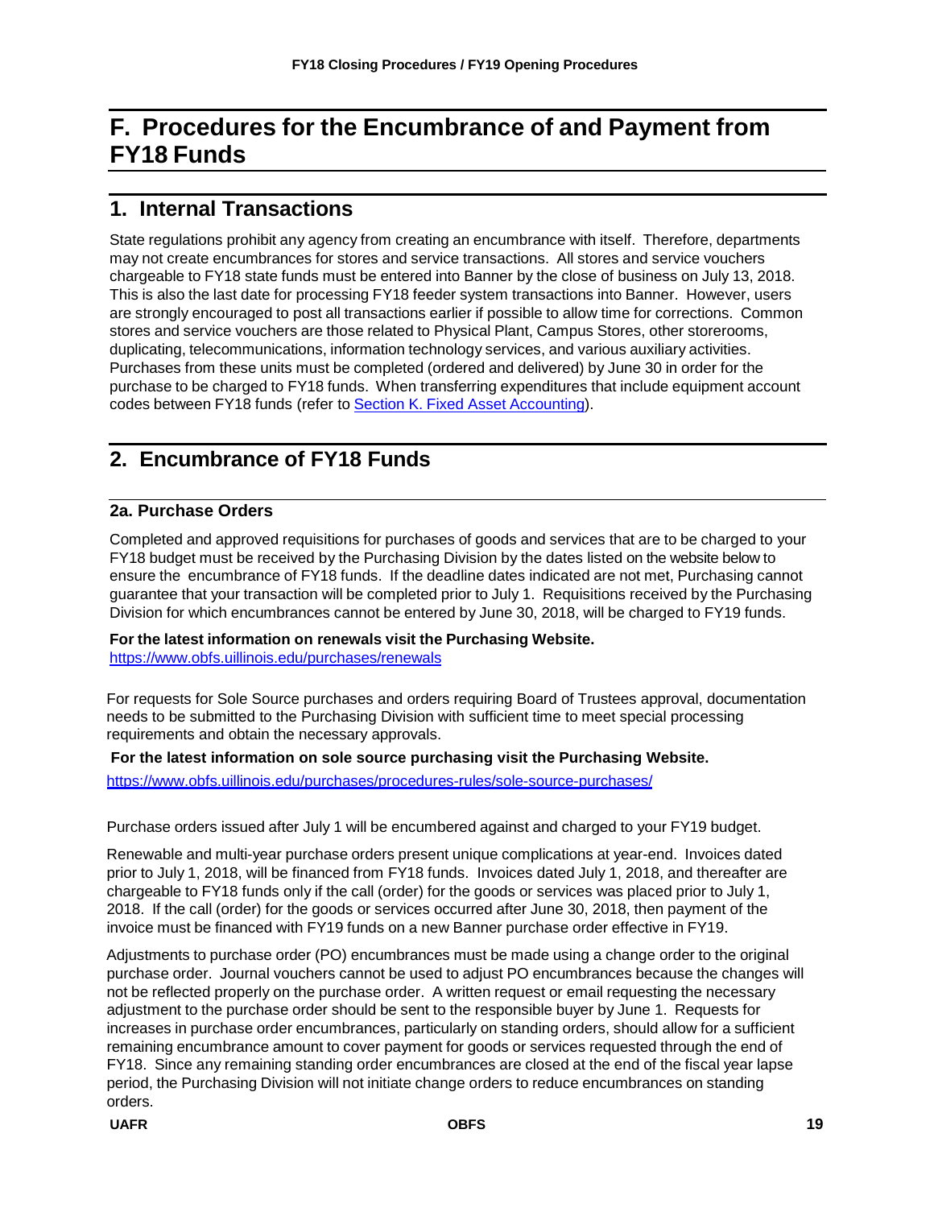# F. Procedures for the Encumbrance of and Payment from FY18 Funds

## 1. Internal Transactions

State regulations prohibit any agency from creating an encumbrance with itself. Therefore, departments may not create encumbrances for stores and service transactions. All stores and service vouchers chargeable to FY18 state funds must be entered into Banner by the close of business on July 13, 2018. This is also the last date for processing FY18 feeder system transactions into Banner. However, users are strongly encouraged to post all transactions earlier if possible to allow time for corrections. Common stores and service vouchers are those related to Physical Plant, Campus Stores, other storerooms, duplicating, telecommunications, information technology services, and various auxiliary activities. Purchases from these units must be completed (ordered and delivered) by June 30 in order for the purchase to be charged to FY18 funds. When transferring expenditures that include equipment account codes between FY18 funds (refer to Section K. Fixed Asset Accounting).

## 2. Encumbrance of FY18 Funds

### 2a. Purchase Orders

Completed and approved requisitions for purchases of goods and services that are to be charged to your FY18 budget must be received by the Purchasing Division by the dates listed on the website below to ensure the encumbrance of FY18 funds. If the deadline dates indicated are not met, Purchasing cannot guarantee that your transaction will be completed prior to July 1. Requisitions received by the Purchasing Division for which encumbrances cannot be entered by June 30, 2018, will be charged to FY19 funds.

**For the latest information on renewals visit the Purchasing Website.**
https://www.obfs.uillinois.edu/purchases/renewals

For requests for Sole Source purchases and orders requiring Board of Trustees approval, documentation needs to be submitted to the Purchasing Division with sufficient time to meet special processing requirements and obtain the necessary approvals.

**For the latest information on sole source purchasing visit the Purchasing Website.**

https://www.obfs.uillinois.edu/purchases/procedures-rules/sole-source-purchases/

Purchase orders issued after July 1 will be encumbered against and charged to your FY19 budget.

Renewable and multi-year purchase orders present unique complications at year-end. Invoices dated prior to July 1, 2018, will be financed from FY18 funds. Invoices dated July 1, 2018, and thereafter are chargeable to FY18 funds only if the call (order) for the goods or services was placed prior to July 1, 2018. If the call (order) for the goods or services occurred after June 30, 2018, then payment of the invoice must be financed with FY19 funds on a new Banner purchase order effective in FY19.

Adjustments to purchase order (PO) encumbrances must be made using a change order to the original purchase order. Journal vouchers cannot be used to adjust PO encumbrances because the changes will not be reflected properly on the purchase order. A written request or email requesting the necessary adjustment to the purchase order should be sent to the responsible buyer by June 1. Requests for increases in purchase order encumbrances, particularly on standing orders, should allow for a sufficient remaining encumbrance amount to cover payment for goods or services requested through the end of FY18. Since any remaining standing order encumbrances are closed at the end of the fiscal year lapse period, the Purchasing Division will not initiate change orders to reduce encumbrances on standing orders.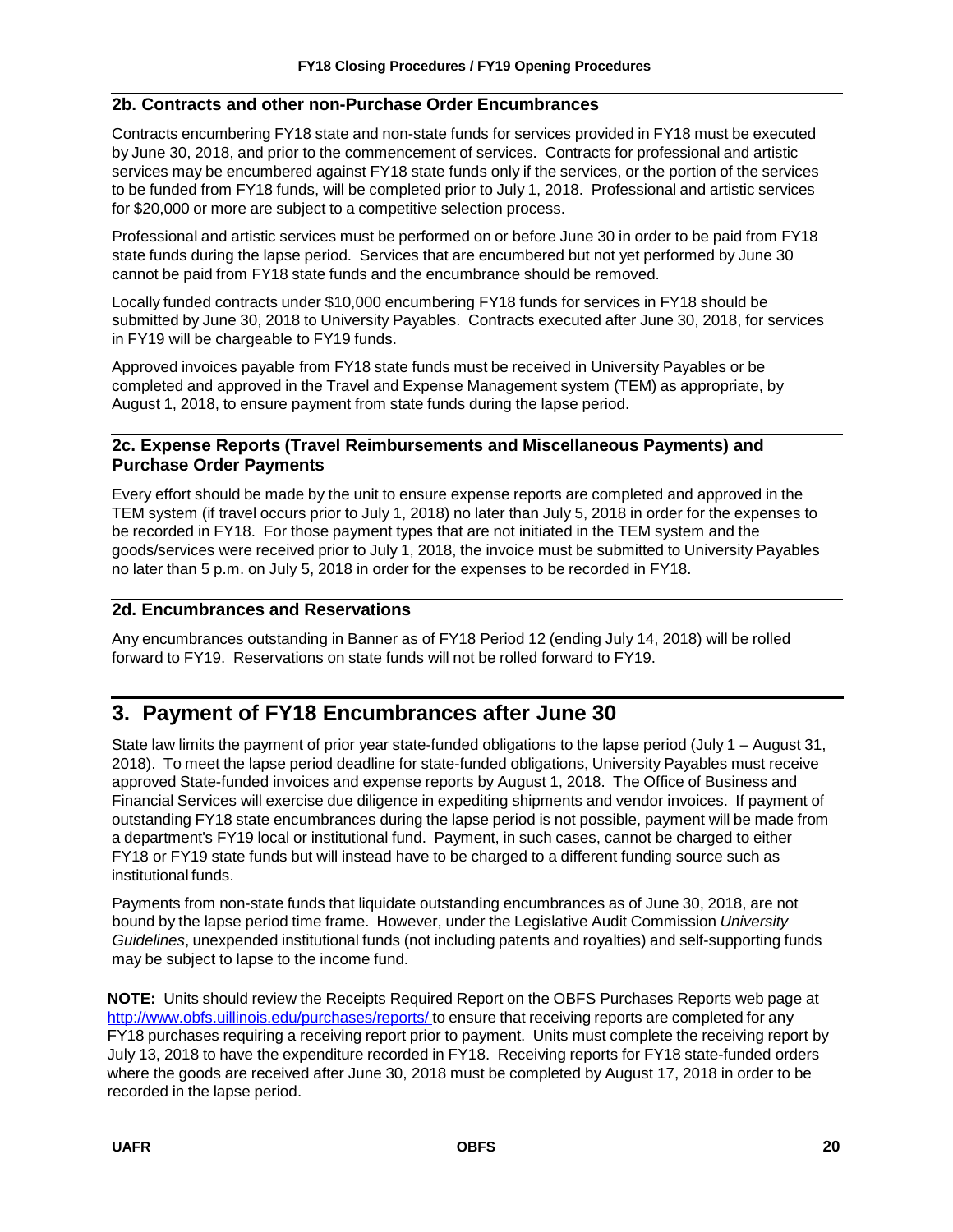### 2b. Contracts and other non-Purchase Order Encumbrances

Contracts encumbering FY18 state and non-state funds for services provided in FY18 must be executed by June 30, 2018, and prior to the commencement of services. Contracts for professional and artistic services may be encumbered against FY18 state funds only if the services, or the portion of the services to be funded from FY18 funds, will be completed prior to July 1, 2018. Professional and artistic services for $20,000 or more are subject to a competitive selection process.

Professional and artistic services must be performed on or before June 30 in order to be paid from FY18 state funds during the lapse period. Services that are encumbered but not yet performed by June 30 cannot be paid from FY18 state funds and the encumbrance should be removed.

Locally funded contracts under $10,000 encumbering FY18 funds for services in FY18 should be submitted by June 30, 2018 to University Payables. Contracts executed after June 30, 2018, for services in FY19 will be chargeable to FY19 funds.

Approved invoices payable from FY18 state funds must be received in University Payables or be completed and approved in the Travel and Expense Management system (TEM) as appropriate, by August 1, 2018, to ensure payment from state funds during the lapse period.

### 2c. Expense Reports (Travel Reimbursements and Miscellaneous Payments) and Purchase Order Payments

Every effort should be made by the unit to ensure expense reports are completed and approved in the TEM system (if travel occurs prior to July 1, 2018) no later than July 5, 2018 in order for the expenses to be recorded in FY18. For those payment types that are not initiated in the TEM system and the goods/services were received prior to July 1, 2018, the invoice must be submitted to University Payables no later than 5 p.m. on July 5, 2018 in order for the expenses to be recorded in FY18.

### 2d. Encumbrances and Reservations

Any encumbrances outstanding in Banner as of FY18 Period 12 (ending July 14, 2018) will be rolled forward to FY19. Reservations on state funds will not be rolled forward to FY19.

## 3. Payment of FY18 Encumbrances after June 30

State law limits the payment of prior year state-funded obligations to the lapse period (July 1 – August 31, 2018). To meet the lapse period deadline for state-funded obligations, University Payables must receive approved State-funded invoices and expense reports by August 1, 2018. The Office of Business and Financial Services will exercise due diligence in expediting shipments and vendor invoices. If payment of outstanding FY18 state encumbrances during the lapse period is not possible, payment will be made from a department's FY19 local or institutional fund. Payment, in such cases, cannot be charged to either FY18 or FY19 state funds but will instead have to be charged to a different funding source such as institutional funds.

Payments from non-state funds that liquidate outstanding encumbrances as of June 30, 2018, are not bound by the lapse period time frame. However, under the Legislative Audit Commission *University Guidelines*, unexpended institutional funds (not including patents and royalties) and self-supporting funds may be subject to lapse to the income fund.

**NOTE:** Units should review the Receipts Required Report on the OBFS Purchases Reports web page at http://www.obfs.uillinois.edu/purchases/reports/ to ensure that receiving reports are completed for any FY18 purchases requiring a receiving report prior to payment. Units must complete the receiving report by July 13, 2018 to have the expenditure recorded in FY18. Receiving reports for FY18 state-funded orders where the goods are received after June 30, 2018 must be completed by August 17, 2018 in order to be recorded in the lapse period.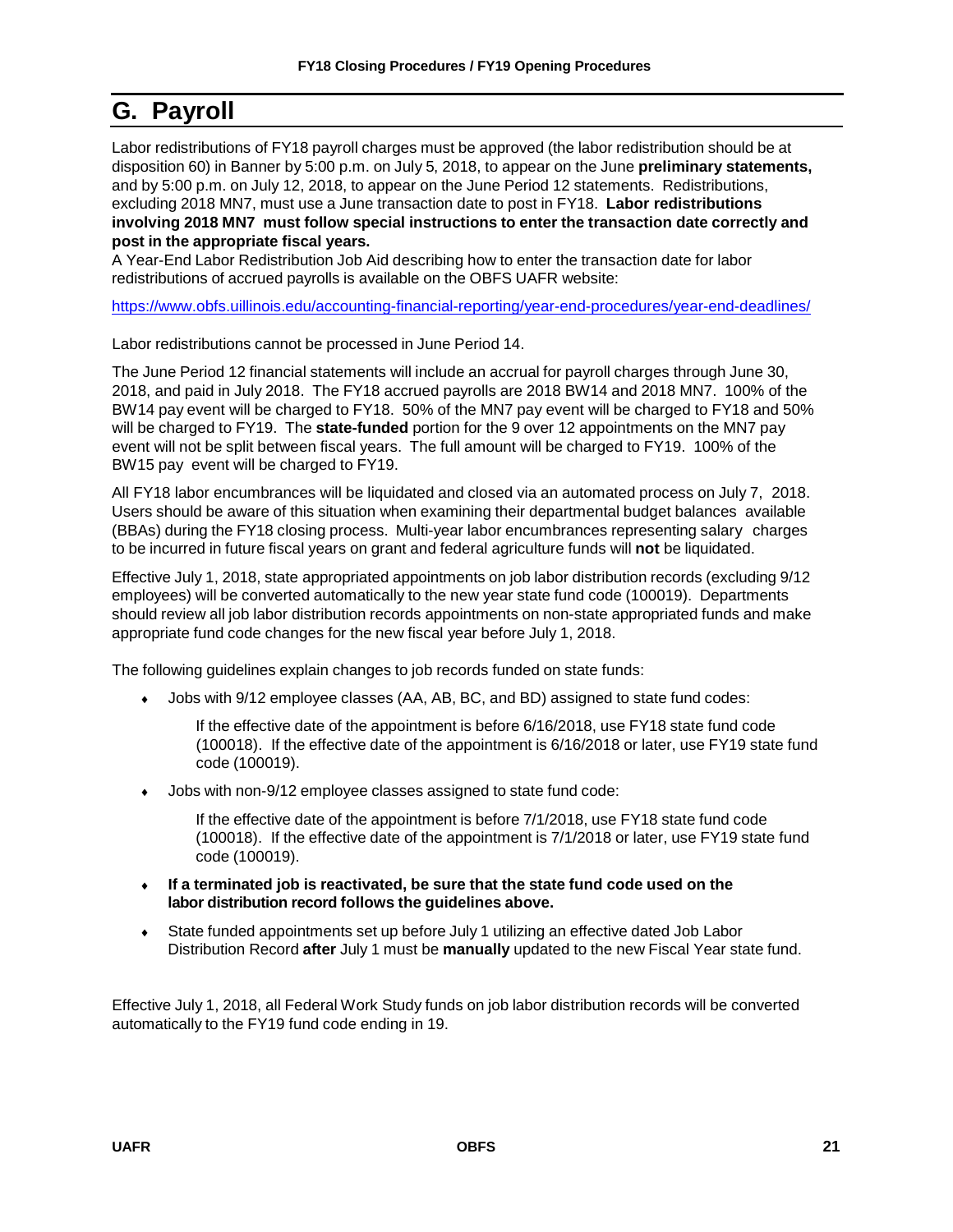# G. Payroll

Labor redistributions of FY18 payroll charges must be approved (the labor redistribution should be at disposition 60) in Banner by 5:00 p.m. on July 5, 2018, to appear on the June **preliminary statements,** and by 5:00 p.m. on July 12, 2018, to appear on the June Period 12 statements. Redistributions, excluding 2018 MN7, must use a June transaction date to post in FY18. **Labor redistributions involving 2018 MN7 must follow special instructions to enter the transaction date correctly and post in the appropriate fiscal years.**
A Year-End Labor Redistribution Job Aid describing how to enter the transaction date for labor redistributions of accrued payrolls is available on the OBFS UAFR website:

https://www.obfs.uillinois.edu/accounting-financial-reporting/year-end-procedures/year-end-deadlines/

Labor redistributions cannot be processed in June Period 14.

The June Period 12 financial statements will include an accrual for payroll charges through June 30, 2018, and paid in July 2018. The FY18 accrued payrolls are 2018 BW14 and 2018 MN7. 100% of the BW14 pay event will be charged to FY18. 50% of the MN7 pay event will be charged to FY18 and 50% will be charged to FY19. The **state-funded** portion for the 9 over 12 appointments on the MN7 pay event will not be split between fiscal years. The full amount will be charged to FY19. 100% of the BW15 pay event will be charged to FY19.

All FY18 labor encumbrances will be liquidated and closed via an automated process on July 7, 2018. Users should be aware of this situation when examining their departmental budget balances available (BBAs) during the FY18 closing process. Multi-year labor encumbrances representing salary charges to be incurred in future fiscal years on grant and federal agriculture funds will **not** be liquidated.

Effective July 1, 2018, state appropriated appointments on job labor distribution records (excluding 9/12 employees) will be converted automatically to the new year state fund code (100019). Departments should review all job labor distribution records appointments on non-state appropriated funds and make appropriate fund code changes for the new fiscal year before July 1, 2018.

The following guidelines explain changes to job records funded on state funds:

- Jobs with 9/12 employee classes (AA, AB, BC, and BD) assigned to state fund codes:

  If the effective date of the appointment is before 6/16/2018, use FY18 state fund code (100018). If the effective date of the appointment is 6/16/2018 or later, use FY19 state fund code (100019).

- Jobs with non-9/12 employee classes assigned to state fund code:

  If the effective date of the appointment is before 7/1/2018, use FY18 state fund code (100018). If the effective date of the appointment is 7/1/2018 or later, use FY19 state fund code (100019).

- **If a terminated job is reactivated, be sure that the state fund code used on the labor distribution record follows the guidelines above.**

- State funded appointments set up before July 1 utilizing an effective dated Job Labor Distribution Record **after** July 1 must be **manually** updated to the new Fiscal Year state fund.

Effective July 1, 2018, all Federal Work Study funds on job labor distribution records will be converted automatically to the FY19 fund code ending in 19.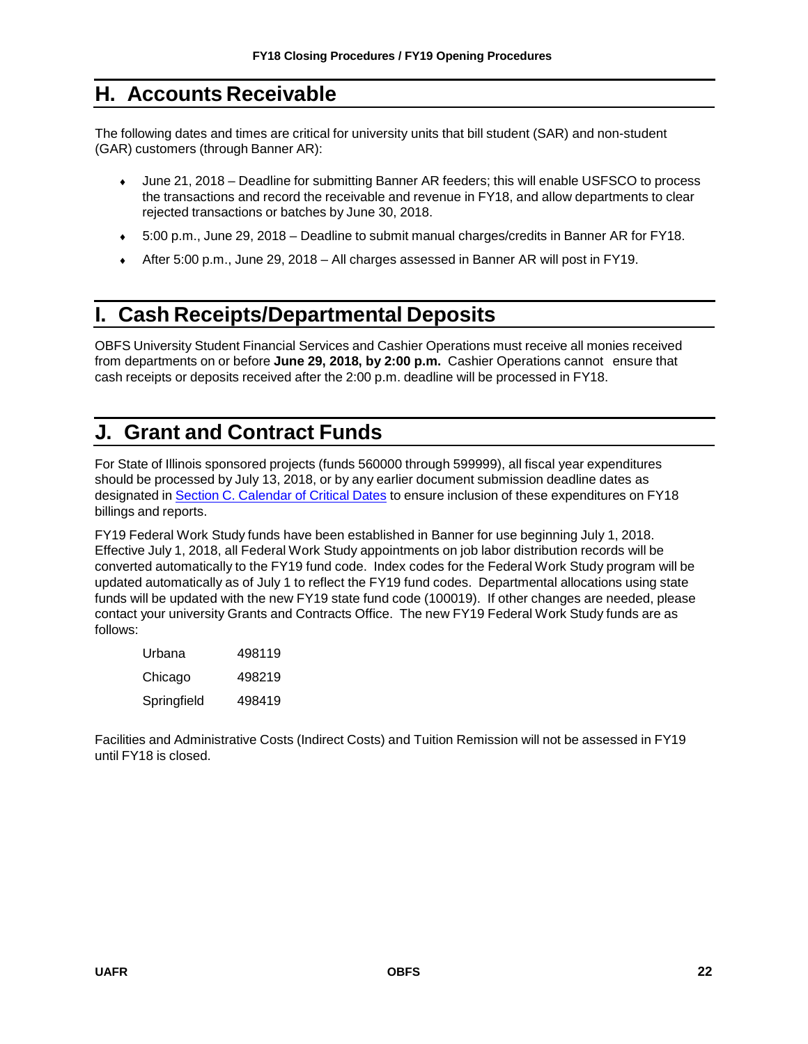## H. Accounts Receivable

The following dates and times are critical for university units that bill student (SAR) and non-student (GAR) customers (through Banner AR):

- June 21, 2018 – Deadline for submitting Banner AR feeders; this will enable USFSCO to process the transactions and record the receivable and revenue in FY18, and allow departments to clear rejected transactions or batches by June 30, 2018.
- 5:00 p.m., June 29, 2018 – Deadline to submit manual charges/credits in Banner AR for FY18.
- After 5:00 p.m., June 29, 2018 – All charges assessed in Banner AR will post in FY19.

## I. Cash Receipts/Departmental Deposits

OBFS University Student Financial Services and Cashier Operations must receive all monies received from departments on or before **June 29, 2018, by 2:00 p.m.** Cashier Operations cannot ensure that cash receipts or deposits received after the 2:00 p.m. deadline will be processed in FY18.

## J. Grant and Contract Funds

For State of Illinois sponsored projects (funds 560000 through 599999), all fiscal year expenditures should be processed by July 13, 2018, or by any earlier document submission deadline dates as designated in Section C. Calendar of Critical Dates to ensure inclusion of these expenditures on FY18 billings and reports.

FY19 Federal Work Study funds have been established in Banner for use beginning July 1, 2018. Effective July 1, 2018, all Federal Work Study appointments on job labor distribution records will be converted automatically to the FY19 fund code. Index codes for the Federal Work Study program will be updated automatically as of July 1 to reflect the FY19 fund codes. Departmental allocations using state funds will be updated with the new FY19 state fund code (100019). If other changes are needed, please contact your university Grants and Contracts Office. The new FY19 Federal Work Study funds are as follows:

| | |
|---|---|
| Urbana | 498119 |
| Chicago | 498219 |
| Springfield | 498419 |

Facilities and Administrative Costs (Indirect Costs) and Tuition Remission will not be assessed in FY19 until FY18 is closed.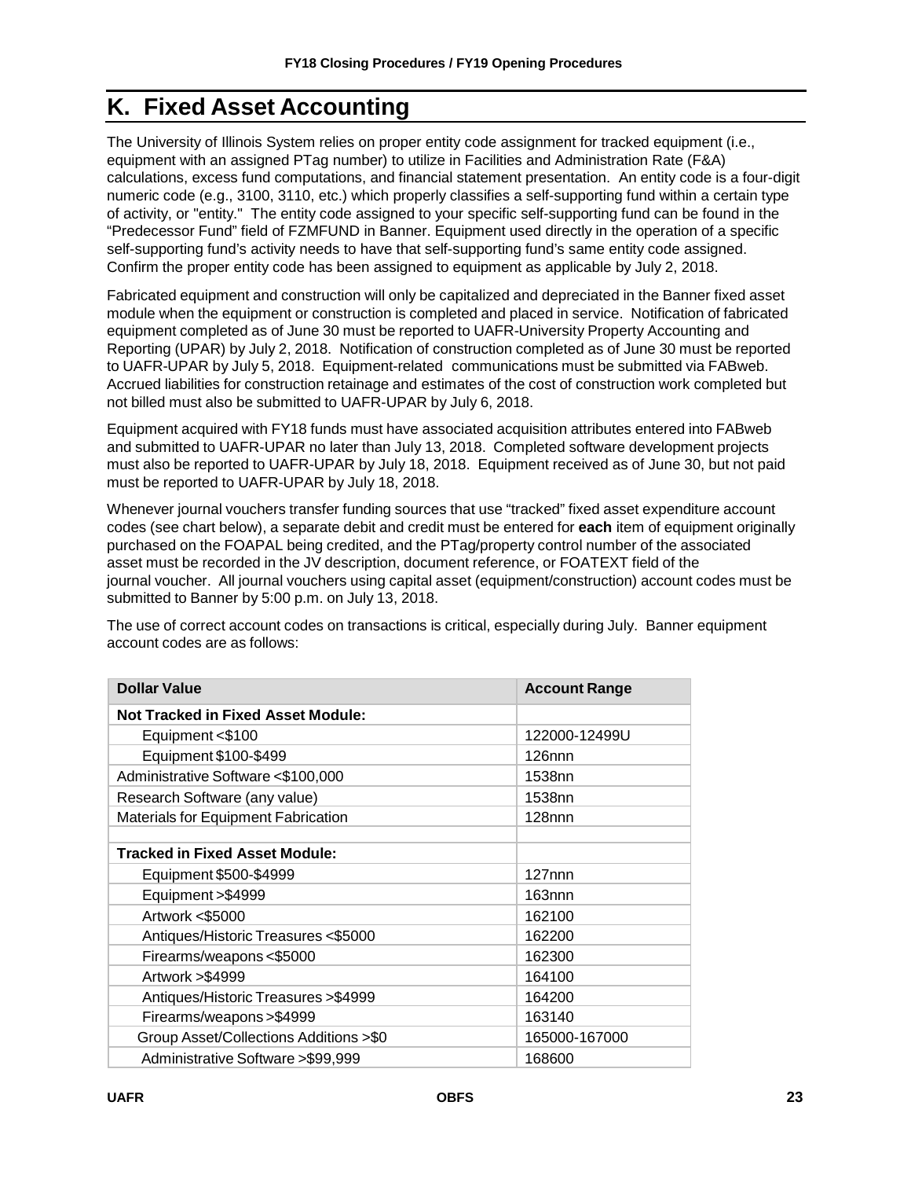## K. Fixed Asset Accounting

The University of Illinois System relies on proper entity code assignment for tracked equipment (i.e., equipment with an assigned PTag number) to utilize in Facilities and Administration Rate (F&A) calculations, excess fund computations, and financial statement presentation. An entity code is a four-digit numeric code (e.g., 3100, 3110, etc.) which properly classifies a self-supporting fund within a certain type of activity, or "entity." The entity code assigned to your specific self-supporting fund can be found in the "Predecessor Fund" field of FZMFUND in Banner. Equipment used directly in the operation of a specific self-supporting fund's activity needs to have that self-supporting fund's same entity code assigned. Confirm the proper entity code has been assigned to equipment as applicable by July 2, 2018.

Fabricated equipment and construction will only be capitalized and depreciated in the Banner fixed asset module when the equipment or construction is completed and placed in service. Notification of fabricated equipment completed as of June 30 must be reported to UAFR-University Property Accounting and Reporting (UPAR) by July 2, 2018. Notification of construction completed as of June 30 must be reported to UAFR-UPAR by July 5, 2018. Equipment-related communications must be submitted via FABweb. Accrued liabilities for construction retainage and estimates of the cost of construction work completed but not billed must also be submitted to UAFR-UPAR by July 6, 2018.

Equipment acquired with FY18 funds must have associated acquisition attributes entered into FABweb and submitted to UAFR-UPAR no later than July 13, 2018. Completed software development projects must also be reported to UAFR-UPAR by July 18, 2018. Equipment received as of June 30, but not paid must be reported to UAFR-UPAR by July 18, 2018.

Whenever journal vouchers transfer funding sources that use "tracked" fixed asset expenditure account codes (see chart below), a separate debit and credit must be entered for **each** item of equipment originally purchased on the FOAPAL being credited, and the PTag/property control number of the associated asset must be recorded in the JV description, document reference, or FOATEXT field of the journal voucher. All journal vouchers using capital asset (equipment/construction) account codes must be submitted to Banner by 5:00 p.m. on July 13, 2018.

The use of correct account codes on transactions is critical, especially during July. Banner equipment account codes are as follows:

| Dollar Value | Account Range |
|---|---|
| **Not Tracked in Fixed Asset Module:** | |
| Equipment <$100 | 122000-12499U |
| Equipment $100-$499 | 126nnn |
| Administrative Software <$100,000 | 1538nn |
| Research Software (any value) | 1538nn |
| Materials for Equipment Fabrication | 128nnn |
| | |
| **Tracked in Fixed Asset Module:** | |
| Equipment $500-$4999 | 127nnn |
| Equipment >$4999 | 163nnn |
| Artwork <$5000 | 162100 |
| Antiques/Historic Treasures <$5000 | 162200 |
| Firearms/weapons <$5000 | 162300 |
| Artwork >$4999 | 164100 |
| Antiques/Historic Treasures >$4999 | 164200 |
| Firearms/weapons >$4999 | 163140 |
| Group Asset/Collections Additions >$0 | 165000-167000 |
| Administrative Software >$99,999 | 168600 |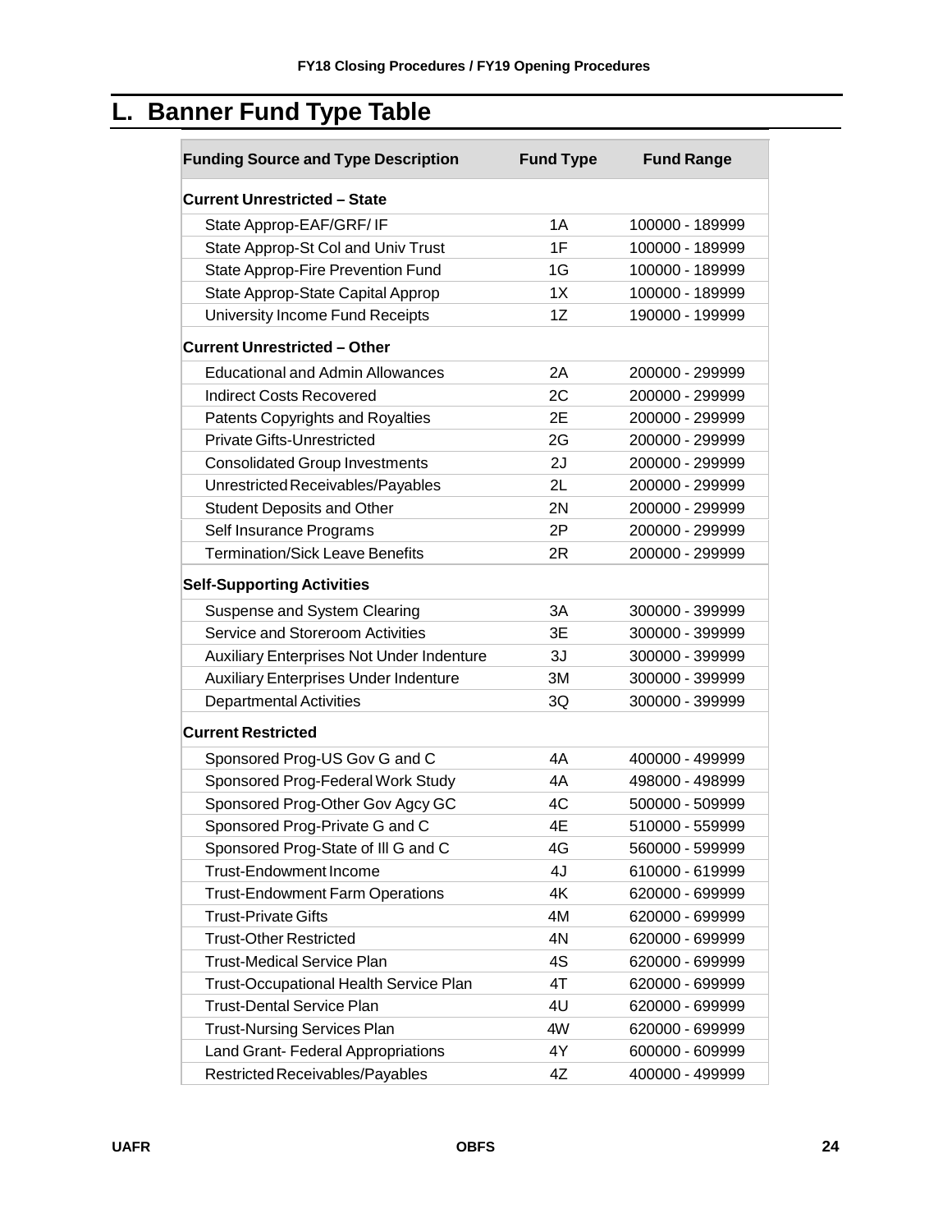## L. Banner Fund Type Table

| Funding Source and Type Description | Fund Type | Fund Range |
|---|---|---|
| **Current Unrestricted – State** | | |
| State Approp-EAF/GRF/ IF | 1A | 100000 - 189999 |
| State Approp-St Col and Univ Trust | 1F | 100000 - 189999 |
| State Approp-Fire Prevention Fund | 1G | 100000 - 189999 |
| State Approp-State Capital Approp | 1X | 100000 - 189999 |
| University Income Fund Receipts | 1Z | 190000 - 199999 |
| **Current Unrestricted – Other** | | |
| Educational and Admin Allowances | 2A | 200000 - 299999 |
| Indirect Costs Recovered | 2C | 200000 - 299999 |
| Patents Copyrights and Royalties | 2E | 200000 - 299999 |
| Private Gifts-Unrestricted | 2G | 200000 - 299999 |
| Consolidated Group Investments | 2J | 200000 - 299999 |
| Unrestricted Receivables/Payables | 2L | 200000 - 299999 |
| Student Deposits and Other | 2N | 200000 - 299999 |
| Self Insurance Programs | 2P | 200000 - 299999 |
| Termination/Sick Leave Benefits | 2R | 200000 - 299999 |
| **Self-Supporting Activities** | | |
| Suspense and System Clearing | 3A | 300000 - 399999 |
| Service and Storeroom Activities | 3E | 300000 - 399999 |
| Auxiliary Enterprises Not Under Indenture | 3J | 300000 - 399999 |
| Auxiliary Enterprises Under Indenture | 3M | 300000 - 399999 |
| Departmental Activities | 3Q | 300000 - 399999 |
| **Current Restricted** | | |
| Sponsored Prog-US Gov G and C | 4A | 400000 - 499999 |
| Sponsored Prog-Federal Work Study | 4A | 498000 - 498999 |
| Sponsored Prog-Other Gov Agcy GC | 4C | 500000 - 509999 |
| Sponsored Prog-Private G and C | 4E | 510000 - 559999 |
| Sponsored Prog-State of Ill G and C | 4G | 560000 - 599999 |
| Trust-Endowment Income | 4J | 610000 - 619999 |
| Trust-Endowment Farm Operations | 4K | 620000 - 699999 |
| Trust-Private Gifts | 4M | 620000 - 699999 |
| Trust-Other Restricted | 4N | 620000 - 699999 |
| Trust-Medical Service Plan | 4S | 620000 - 699999 |
| Trust-Occupational Health Service Plan | 4T | 620000 - 699999 |
| Trust-Dental Service Plan | 4U | 620000 - 699999 |
| Trust-Nursing Services Plan | 4W | 620000 - 699999 |
| Land Grant- Federal Appropriations | 4Y | 600000 - 609999 |
| Restricted Receivables/Payables | 4Z | 400000 - 499999 |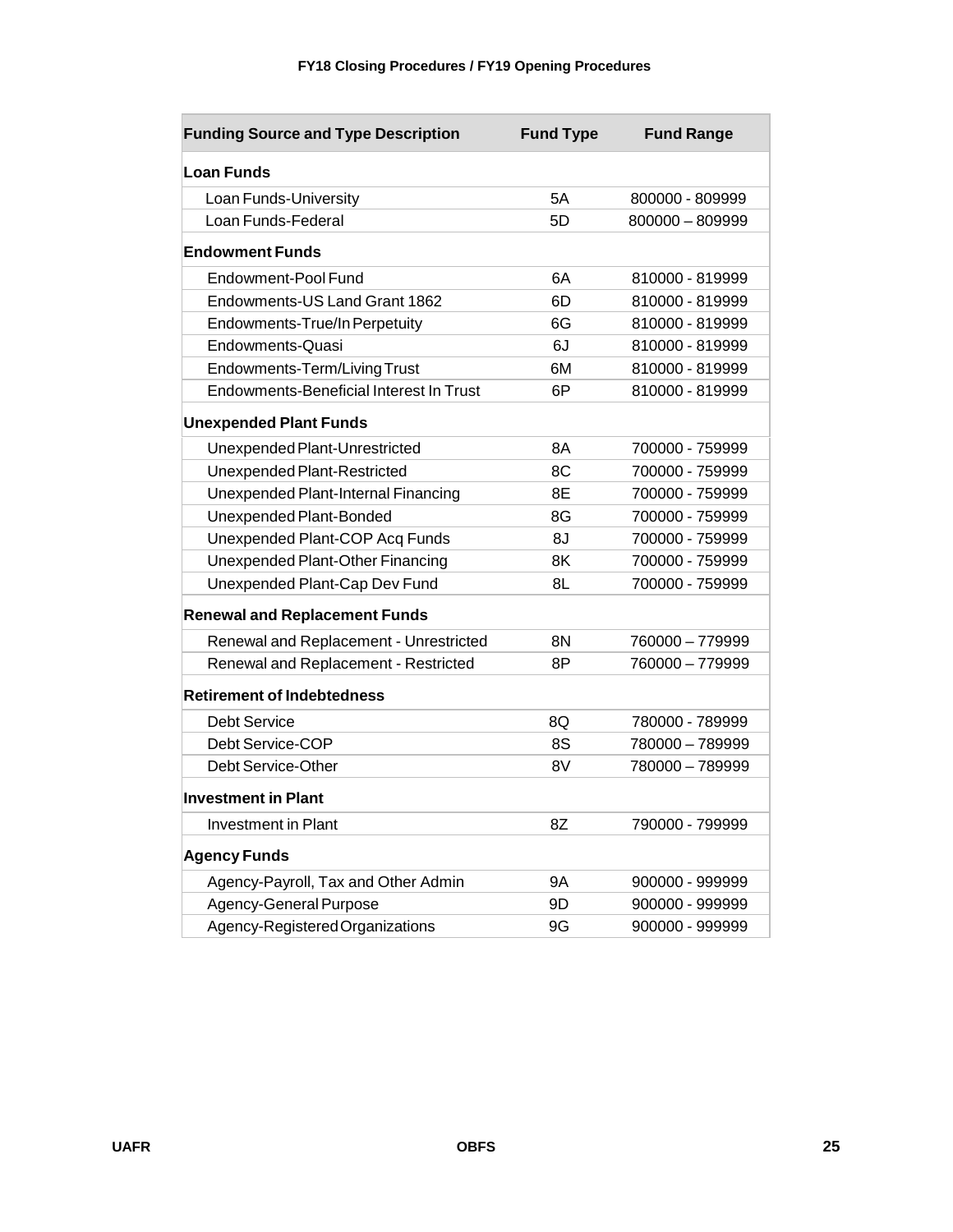| Funding Source and Type Description | Fund Type | Fund Range |
|---|---|---|
| **Loan Funds** | | |
| Loan Funds-University | 5A | 800000 - 809999 |
| Loan Funds-Federal | 5D | 800000 – 809999 |
| **Endowment Funds** | | |
| Endowment-Pool Fund | 6A | 810000 - 819999 |
| Endowments-US Land Grant 1862 | 6D | 810000 - 819999 |
| Endowments-True/In Perpetuity | 6G | 810000 - 819999 |
| Endowments-Quasi | 6J | 810000 - 819999 |
| Endowments-Term/Living Trust | 6M | 810000 - 819999 |
| Endowments-Beneficial Interest In Trust | 6P | 810000 - 819999 |
| **Unexpended Plant Funds** | | |
| Unexpended Plant-Unrestricted | 8A | 700000 - 759999 |
| Unexpended Plant-Restricted | 8C | 700000 - 759999 |
| Unexpended Plant-Internal Financing | 8E | 700000 - 759999 |
| Unexpended Plant-Bonded | 8G | 700000 - 759999 |
| Unexpended Plant-COP Acq Funds | 8J | 700000 - 759999 |
| Unexpended Plant-Other Financing | 8K | 700000 - 759999 |
| Unexpended Plant-Cap Dev Fund | 8L | 700000 - 759999 |
| **Renewal and Replacement Funds** | | |
| Renewal and Replacement - Unrestricted | 8N | 760000 – 779999 |
| Renewal and Replacement - Restricted | 8P | 760000 – 779999 |
| **Retirement of Indebtedness** | | |
| Debt Service | 8Q | 780000 - 789999 |
| Debt Service-COP | 8S | 780000 – 789999 |
| Debt Service-Other | 8V | 780000 – 789999 |
| **Investment in Plant** | | |
| Investment in Plant | 8Z | 790000 - 799999 |
| **Agency Funds** | | |
| Agency-Payroll, Tax and Other Admin | 9A | 900000 - 999999 |
| Agency-General Purpose | 9D | 900000 - 999999 |
| Agency-Registered Organizations | 9G | 900000 - 999999 |